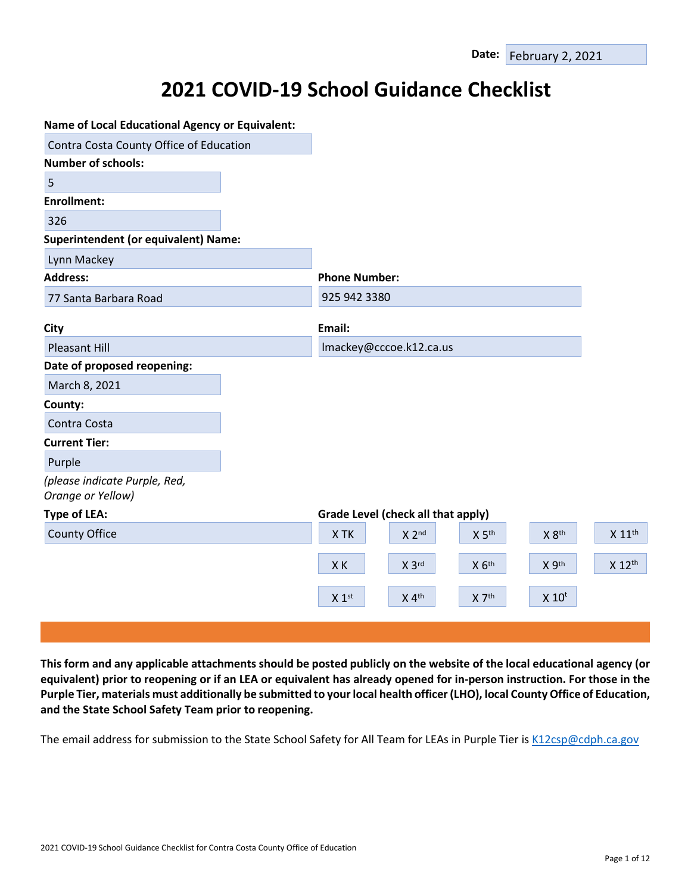**Date:** February 2, 2021

# 2021 COVID-19 School Guidance Checklist

**Name of Local Educational Agency or Equivalent:**

Contra Costa County Office of Education

**Number of schools:**

5

**Enrollment:**

326

**Superintendent (or equivalent) Name:**

Lynn Mackey

**Address:**

77 Santa Barbara Road

**Phone Number:**

925 942 3380

**City**

Pleasant Hill

**Email:**

lmackey@cccoe.k12.ca.us

**Date of proposed reopening:**

March 8, 2021

**County:**

Contra Costa

**Current Tier:**

Purple

*(please indicate Purple, Red, Orange or Yellow)*

**Type of LEA:**

County Office

**Grade Level (check all that apply)**

| | | | | |
|---|---|---|---|---|
| X TK | X 2nd | X 5th | X 8th | X 11th |
| X K | X 3rd | X 6th | X 9th | X 12th |
| X 1st | X 4th | X 7th | X 10t | |

**This form and any applicable attachments should be posted publicly on the website of the local educational agency (or equivalent) prior to reopening or if an LEA or equivalent has already opened for in-person instruction. For those in the Purple Tier, materials must additionally be submitted to your local health officer (LHO), local County Office of Education, and the State School Safety Team prior to reopening.**

The email address for submission to the State School Safety for All Team for LEAs in Purple Tier is K12csp@cdph.ca.gov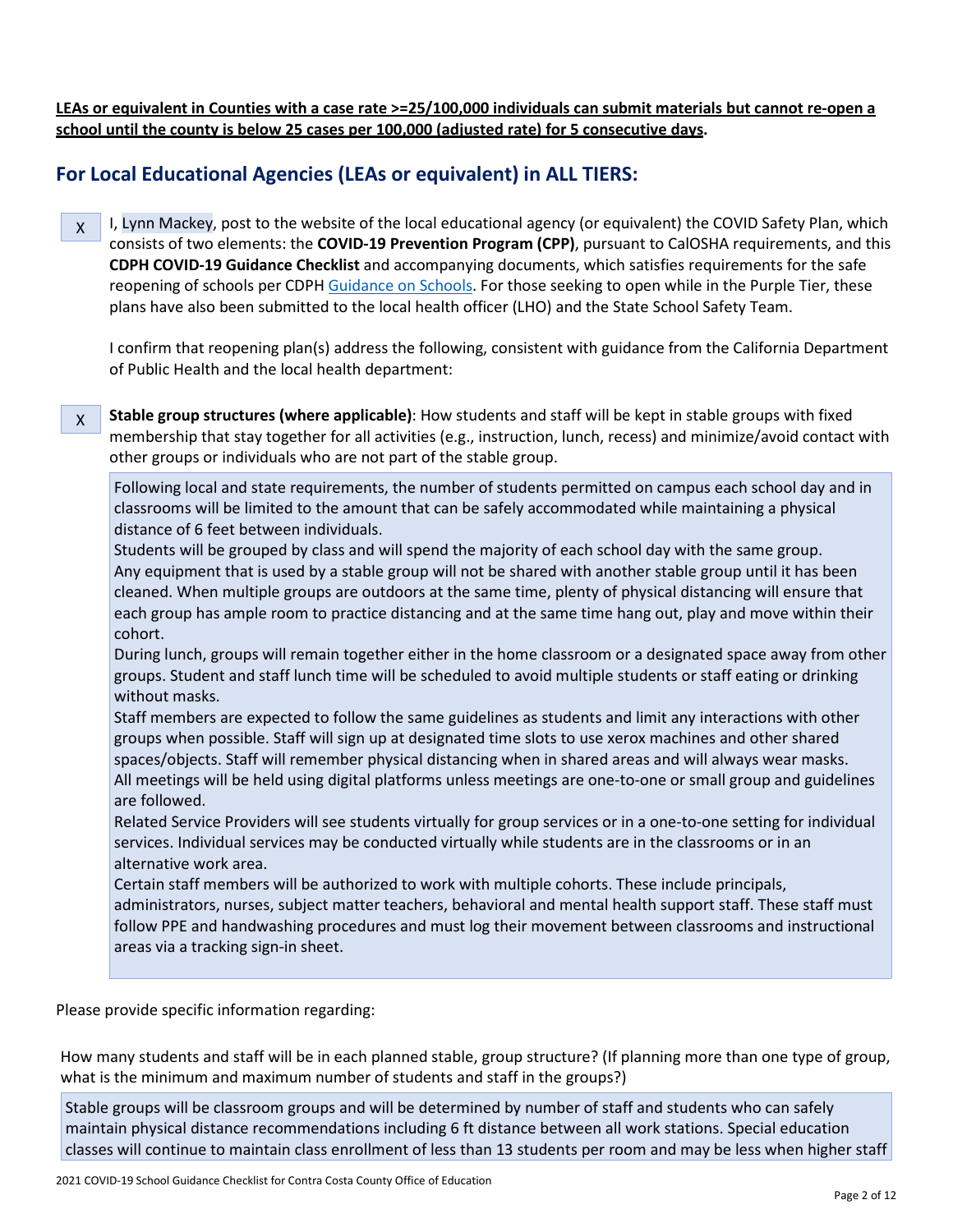**LEAs or equivalent in Counties with a case rate >=25/100,000 individuals can submit materials but cannot re-open a school until the county is below 25 cases per 100,000 (adjusted rate) for 5 consecutive days.**

## For Local Educational Agencies (LEAs or equivalent) in ALL TIERS:

X I, Lynn Mackey, post to the website of the local educational agency (or equivalent) the COVID Safety Plan, which consists of two elements: the **COVID-19 Prevention Program (CPP)**, pursuant to CalOSHA requirements, and this **CDPH COVID-19 Guidance Checklist** and accompanying documents, which satisfies requirements for the safe reopening of schools per CDPH Guidance on Schools. For those seeking to open while in the Purple Tier, these plans have also been submitted to the local health officer (LHO) and the State School Safety Team.

I confirm that reopening plan(s) address the following, consistent with guidance from the California Department of Public Health and the local health department:

X **Stable group structures (where applicable)**: How students and staff will be kept in stable groups with fixed membership that stay together for all activities (e.g., instruction, lunch, recess) and minimize/avoid contact with other groups or individuals who are not part of the stable group.

> Following local and state requirements, the number of students permitted on campus each school day and in classrooms will be limited to the amount that can be safely accommodated while maintaining a physical distance of 6 feet between individuals.
> Students will be grouped by class and will spend the majority of each school day with the same group.
> Any equipment that is used by a stable group will not be shared with another stable group until it has been cleaned. When multiple groups are outdoors at the same time, plenty of physical distancing will ensure that each group has ample room to practice distancing and at the same time hang out, play and move within their cohort.
> During lunch, groups will remain together either in the home classroom or a designated space away from other groups. Student and staff lunch time will be scheduled to avoid multiple students or staff eating or drinking without masks.
> Staff members are expected to follow the same guidelines as students and limit any interactions with other groups when possible. Staff will sign up at designated time slots to use xerox machines and other shared spaces/objects. Staff will remember physical distancing when in shared areas and will always wear masks.
> All meetings will be held using digital platforms unless meetings are one-to-one or small group and guidelines are followed.
> Related Service Providers will see students virtually for group services or in a one-to-one setting for individual services. Individual services may be conducted virtually while students are in the classrooms or in an alternative work area.
> Certain staff members will be authorized to work with multiple cohorts. These include principals, administrators, nurses, subject matter teachers, behavioral and mental health support staff. These staff must follow PPE and handwashing procedures and must log their movement between classrooms and instructional areas via a tracking sign-in sheet.

Please provide specific information regarding:

How many students and staff will be in each planned stable, group structure? (If planning more than one type of group, what is the minimum and maximum number of students and staff in the groups?)

> Stable groups will be classroom groups and will be determined by number of staff and students who can safely maintain physical distance recommendations including 6 ft distance between all work stations. Special education classes will continue to maintain class enrollment of less than 13 students per room and may be less when higher staff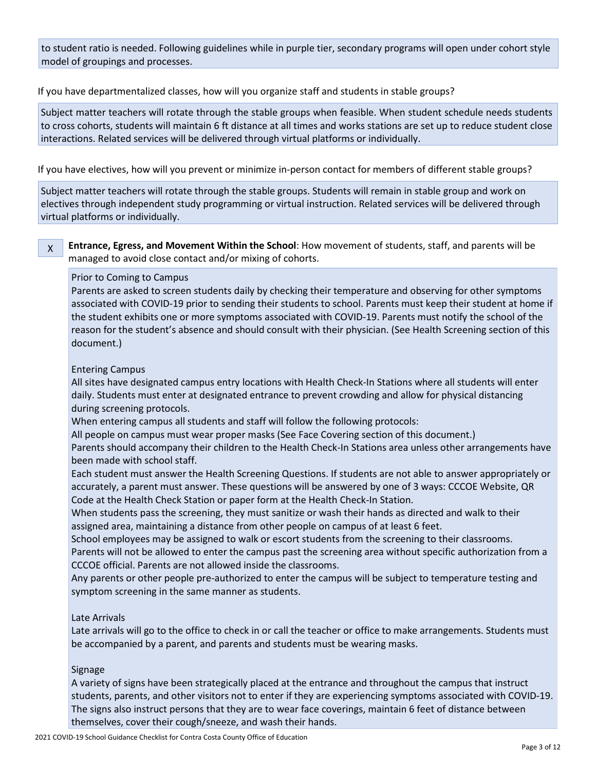to student ratio is needed. Following guidelines while in purple tier, secondary programs will open under cohort style model of groupings and processes.

If you have departmentalized classes, how will you organize staff and students in stable groups?

Subject matter teachers will rotate through the stable groups when feasible. When student schedule needs students to cross cohorts, students will maintain 6 ft distance at all times and works stations are set up to reduce student close interactions. Related services will be delivered through virtual platforms or individually.

If you have electives, how will you prevent or minimize in-person contact for members of different stable groups?

Subject matter teachers will rotate through the stable groups. Students will remain in stable group and work on electives through independent study programming or virtual instruction. Related services will be delivered through virtual platforms or individually.

X **Entrance, Egress, and Movement Within the School**: How movement of students, staff, and parents will be managed to avoid close contact and/or mixing of cohorts.

Prior to Coming to Campus

Parents are asked to screen students daily by checking their temperature and observing for other symptoms associated with COVID-19 prior to sending their students to school. Parents must keep their student at home if the student exhibits one or more symptoms associated with COVID-19. Parents must notify the school of the reason for the student's absence and should consult with their physician. (See Health Screening section of this document.)

Entering Campus

All sites have designated campus entry locations with Health Check-In Stations where all students will enter daily. Students must enter at designated entrance to prevent crowding and allow for physical distancing during screening protocols.

When entering campus all students and staff will follow the following protocols:

All people on campus must wear proper masks (See Face Covering section of this document.)

Parents should accompany their children to the Health Check-In Stations area unless other arrangements have been made with school staff.

Each student must answer the Health Screening Questions. If students are not able to answer appropriately or accurately, a parent must answer. These questions will be answered by one of 3 ways: CCCOE Website, QR Code at the Health Check Station or paper form at the Health Check-In Station.

When students pass the screening, they must sanitize or wash their hands as directed and walk to their assigned area, maintaining a distance from other people on campus of at least 6 feet.

School employees may be assigned to walk or escort students from the screening to their classrooms.

Parents will not be allowed to enter the campus past the screening area without specific authorization from a CCCOE official. Parents are not allowed inside the classrooms.

Any parents or other people pre-authorized to enter the campus will be subject to temperature testing and symptom screening in the same manner as students.

Late Arrivals

Late arrivals will go to the office to check in or call the teacher or office to make arrangements. Students must be accompanied by a parent, and parents and students must be wearing masks.

Signage

A variety of signs have been strategically placed at the entrance and throughout the campus that instruct students, parents, and other visitors not to enter if they are experiencing symptoms associated with COVID-19. The signs also instruct persons that they are to wear face coverings, maintain 6 feet of distance between themselves, cover their cough/sneeze, and wash their hands.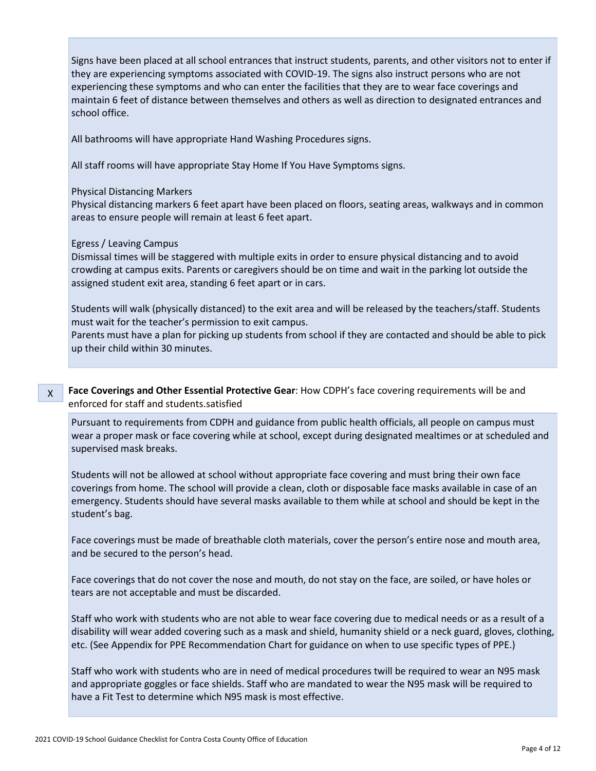Signs have been placed at all school entrances that instruct students, parents, and other visitors not to enter if they are experiencing symptoms associated with COVID-19. The signs also instruct persons who are not experiencing these symptoms and who can enter the facilities that they are to wear face coverings and maintain 6 feet of distance between themselves and others as well as direction to designated entrances and school office.

All bathrooms will have appropriate Hand Washing Procedures signs.

All staff rooms will have appropriate Stay Home If You Have Symptoms signs.

Physical Distancing Markers
Physical distancing markers 6 feet apart have been placed on floors, seating areas, walkways and in common areas to ensure people will remain at least 6 feet apart.

Egress / Leaving Campus
Dismissal times will be staggered with multiple exits in order to ensure physical distancing and to avoid crowding at campus exits. Parents or caregivers should be on time and wait in the parking lot outside the assigned student exit area, standing 6 feet apart or in cars.

Students will walk (physically distanced) to the exit area and will be released by the teachers/staff. Students must wait for the teacher's permission to exit campus.
Parents must have a plan for picking up students from school if they are contacted and should be able to pick up their child within 30 minutes.

X **Face Coverings and Other Essential Protective Gear**: How CDPH's face covering requirements will be and enforced for staff and students.satisfied

Pursuant to requirements from CDPH and guidance from public health officials, all people on campus must wear a proper mask or face covering while at school, except during designated mealtimes or at scheduled and supervised mask breaks.

Students will not be allowed at school without appropriate face covering and must bring their own face coverings from home. The school will provide a clean, cloth or disposable face masks available in case of an emergency. Students should have several masks available to them while at school and should be kept in the student's bag.

Face coverings must be made of breathable cloth materials, cover the person's entire nose and mouth area, and be secured to the person's head.

Face coverings that do not cover the nose and mouth, do not stay on the face, are soiled, or have holes or tears are not acceptable and must be discarded.

Staff who work with students who are not able to wear face covering due to medical needs or as a result of a disability will wear added covering such as a mask and shield, humanity shield or a neck guard, gloves, clothing, etc. (See Appendix for PPE Recommendation Chart for guidance on when to use specific types of PPE.)

Staff who work with students who are in need of medical procedures twill be required to wear an N95 mask and appropriate goggles or face shields. Staff who are mandated to wear the N95 mask will be required to have a Fit Test to determine which N95 mask is most effective.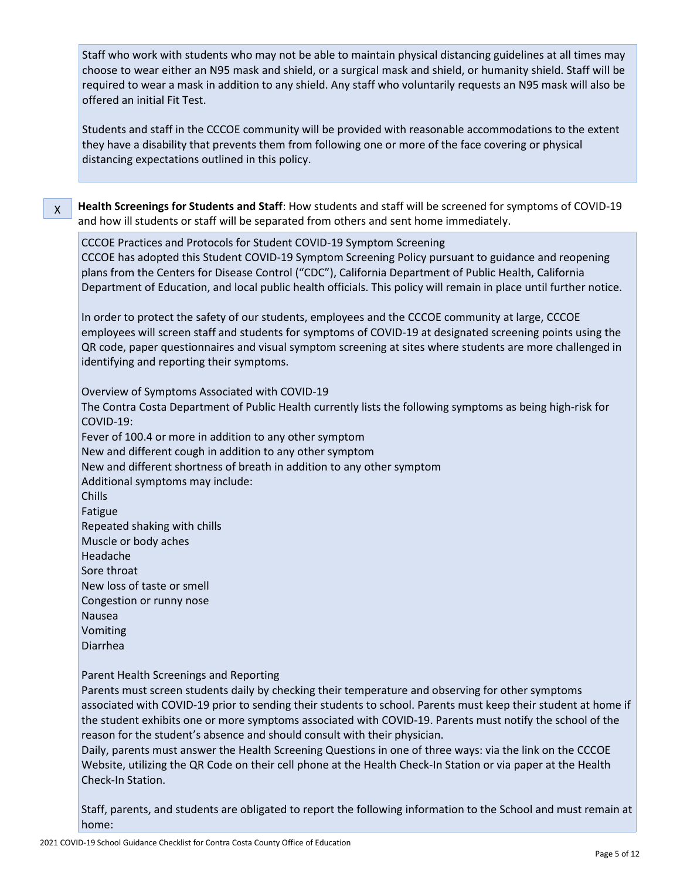Staff who work with students who may not be able to maintain physical distancing guidelines at all times may choose to wear either an N95 mask and shield, or a surgical mask and shield, or humanity shield. Staff will be required to wear a mask in addition to any shield. Any staff who voluntarily requests an N95 mask will also be offered an initial Fit Test.

Students and staff in the CCCOE community will be provided with reasonable accommodations to the extent they have a disability that prevents them from following one or more of the face covering or physical distancing expectations outlined in this policy.

X **Health Screenings for Students and Staff**: How students and staff will be screened for symptoms of COVID-19 and how ill students or staff will be separated from others and sent home immediately.

CCCOE Practices and Protocols for Student COVID-19 Symptom Screening
CCCOE has adopted this Student COVID-19 Symptom Screening Policy pursuant to guidance and reopening plans from the Centers for Disease Control ("CDC"), California Department of Public Health, California Department of Education, and local public health officials. This policy will remain in place until further notice.

In order to protect the safety of our students, employees and the CCCOE community at large, CCCOE employees will screen staff and students for symptoms of COVID-19 at designated screening points using the QR code, paper questionnaires and visual symptom screening at sites where students are more challenged in identifying and reporting their symptoms.

Overview of Symptoms Associated with COVID-19
The Contra Costa Department of Public Health currently lists the following symptoms as being high-risk for COVID-19:
Fever of 100.4 or more in addition to any other symptom
New and different cough in addition to any other symptom
New and different shortness of breath in addition to any other symptom
Additional symptoms may include:
Chills
Fatigue
Repeated shaking with chills
Muscle or body aches
Headache
Sore throat
New loss of taste or smell
Congestion or runny nose
Nausea
Vomiting
Diarrhea

Parent Health Screenings and Reporting
Parents must screen students daily by checking their temperature and observing for other symptoms associated with COVID-19 prior to sending their students to school. Parents must keep their student at home if the student exhibits one or more symptoms associated with COVID-19. Parents must notify the school of the reason for the student's absence and should consult with their physician.
Daily, parents must answer the Health Screening Questions in one of three ways: via the link on the CCCOE Website, utilizing the QR Code on their cell phone at the Health Check-In Station or via paper at the Health Check-In Station.

Staff, parents, and students are obligated to report the following information to the School and must remain at home: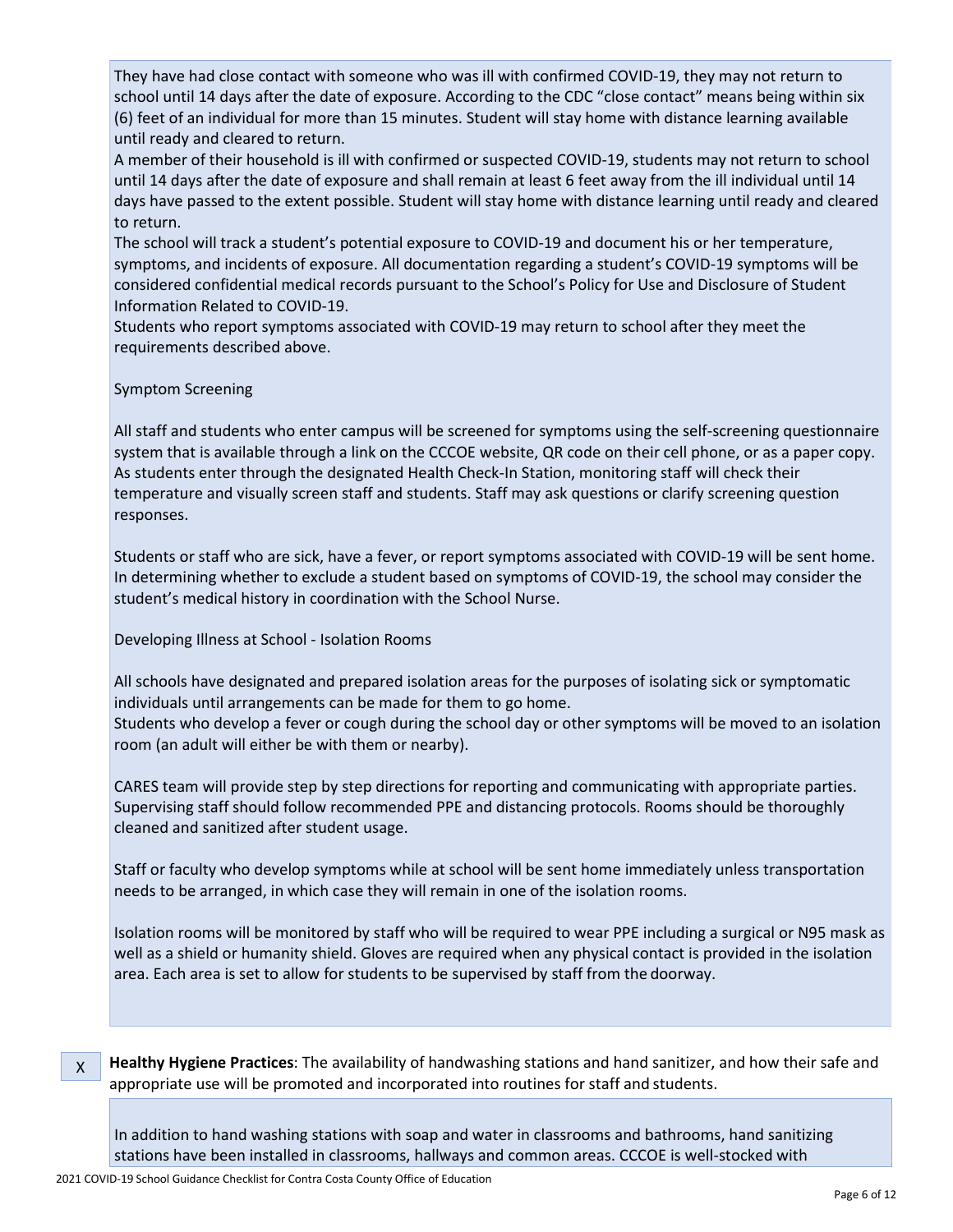They have had close contact with someone who was ill with confirmed COVID-19, they may not return to school until 14 days after the date of exposure. According to the CDC "close contact" means being within six (6) feet of an individual for more than 15 minutes. Student will stay home with distance learning available until ready and cleared to return.

A member of their household is ill with confirmed or suspected COVID-19, students may not return to school until 14 days after the date of exposure and shall remain at least 6 feet away from the ill individual until 14 days have passed to the extent possible. Student will stay home with distance learning until ready and cleared to return.

The school will track a student's potential exposure to COVID-19 and document his or her temperature, symptoms, and incidents of exposure. All documentation regarding a student's COVID-19 symptoms will be considered confidential medical records pursuant to the School's Policy for Use and Disclosure of Student Information Related to COVID-19.

Students who report symptoms associated with COVID-19 may return to school after they meet the requirements described above.

Symptom Screening

All staff and students who enter campus will be screened for symptoms using the self-screening questionnaire system that is available through a link on the CCCOE website, QR code on their cell phone, or as a paper copy. As students enter through the designated Health Check-In Station, monitoring staff will check their temperature and visually screen staff and students. Staff may ask questions or clarify screening question responses.

Students or staff who are sick, have a fever, or report symptoms associated with COVID-19 will be sent home. In determining whether to exclude a student based on symptoms of COVID-19, the school may consider the student's medical history in coordination with the School Nurse.

Developing Illness at School - Isolation Rooms

All schools have designated and prepared isolation areas for the purposes of isolating sick or symptomatic individuals until arrangements can be made for them to go home.

Students who develop a fever or cough during the school day or other symptoms will be moved to an isolation room (an adult will either be with them or nearby).

CARES team will provide step by step directions for reporting and communicating with appropriate parties. Supervising staff should follow recommended PPE and distancing protocols. Rooms should be thoroughly cleaned and sanitized after student usage.

Staff or faculty who develop symptoms while at school will be sent home immediately unless transportation needs to be arranged, in which case they will remain in one of the isolation rooms.

Isolation rooms will be monitored by staff who will be required to wear PPE including a surgical or N95 mask as well as a shield or humanity shield. Gloves are required when any physical contact is provided in the isolation area. Each area is set to allow for students to be supervised by staff from the doorway.

X **Healthy Hygiene Practices**: The availability of handwashing stations and hand sanitizer, and how their safe and appropriate use will be promoted and incorporated into routines for staff and students.

In addition to hand washing stations with soap and water in classrooms and bathrooms, hand sanitizing stations have been installed in classrooms, hallways and common areas. CCCOE is well-stocked with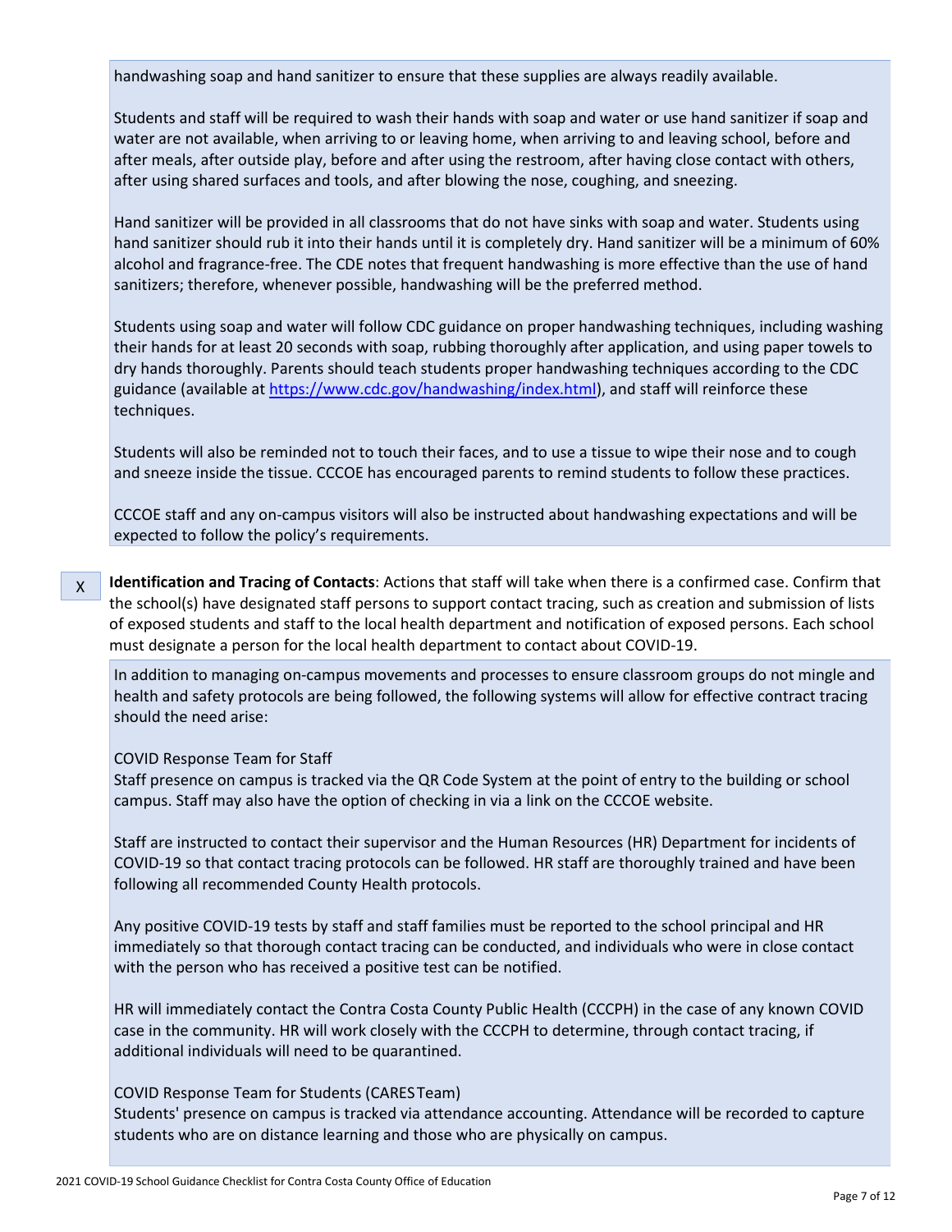handwashing soap and hand sanitizer to ensure that these supplies are always readily available.

Students and staff will be required to wash their hands with soap and water or use hand sanitizer if soap and water are not available, when arriving to or leaving home, when arriving to and leaving school, before and after meals, after outside play, before and after using the restroom, after having close contact with others, after using shared surfaces and tools, and after blowing the nose, coughing, and sneezing.

Hand sanitizer will be provided in all classrooms that do not have sinks with soap and water. Students using hand sanitizer should rub it into their hands until it is completely dry. Hand sanitizer will be a minimum of 60% alcohol and fragrance-free. The CDE notes that frequent handwashing is more effective than the use of hand sanitizers; therefore, whenever possible, handwashing will be the preferred method.

Students using soap and water will follow CDC guidance on proper handwashing techniques, including washing their hands for at least 20 seconds with soap, rubbing thoroughly after application, and using paper towels to dry hands thoroughly. Parents should teach students proper handwashing techniques according to the CDC guidance (available at https://www.cdc.gov/handwashing/index.html), and staff will reinforce these techniques.

Students will also be reminded not to touch their faces, and to use a tissue to wipe their nose and to cough and sneeze inside the tissue. CCCOE has encouraged parents to remind students to follow these practices.

CCCOE staff and any on-campus visitors will also be instructed about handwashing expectations and will be expected to follow the policy's requirements.

X **Identification and Tracing of Contacts**: Actions that staff will take when there is a confirmed case. Confirm that the school(s) have designated staff persons to support contact tracing, such as creation and submission of lists of exposed students and staff to the local health department and notification of exposed persons. Each school must designate a person for the local health department to contact about COVID-19.

In addition to managing on-campus movements and processes to ensure classroom groups do not mingle and health and safety protocols are being followed, the following systems will allow for effective contract tracing should the need arise:

COVID Response Team for Staff
Staff presence on campus is tracked via the QR Code System at the point of entry to the building or school campus. Staff may also have the option of checking in via a link on the CCCOE website.

Staff are instructed to contact their supervisor and the Human Resources (HR) Department for incidents of COVID-19 so that contact tracing protocols can be followed. HR staff are thoroughly trained and have been following all recommended County Health protocols.

Any positive COVID-19 tests by staff and staff families must be reported to the school principal and HR immediately so that thorough contact tracing can be conducted, and individuals who were in close contact with the person who has received a positive test can be notified.

HR will immediately contact the Contra Costa County Public Health (CCCPH) in the case of any known COVID case in the community. HR will work closely with the CCCPH to determine, through contact tracing, if additional individuals will need to be quarantined.

COVID Response Team for Students (CARES Team)
Students' presence on campus is tracked via attendance accounting. Attendance will be recorded to capture students who are on distance learning and those who are physically on campus.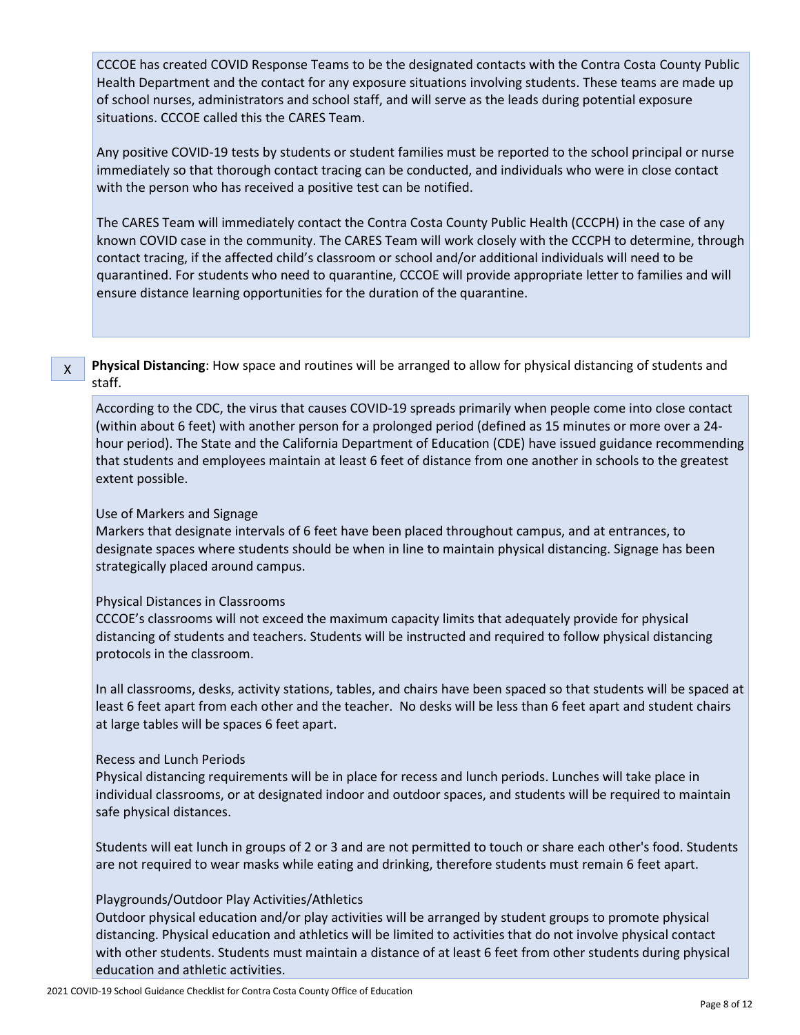CCCOE has created COVID Response Teams to be the designated contacts with the Contra Costa County Public Health Department and the contact for any exposure situations involving students. These teams are made up of school nurses, administrators and school staff, and will serve as the leads during potential exposure situations. CCCOE called this the CARES Team.

Any positive COVID-19 tests by students or student families must be reported to the school principal or nurse immediately so that thorough contact tracing can be conducted, and individuals who were in close contact with the person who has received a positive test can be notified.

The CARES Team will immediately contact the Contra Costa County Public Health (CCCPH) in the case of any known COVID case in the community. The CARES Team will work closely with the CCCPH to determine, through contact tracing, if the affected child's classroom or school and/or additional individuals will need to be quarantined. For students who need to quarantine, CCCOE will provide appropriate letter to families and will ensure distance learning opportunities for the duration of the quarantine.

X **Physical Distancing**: How space and routines will be arranged to allow for physical distancing of students and staff.

According to the CDC, the virus that causes COVID-19 spreads primarily when people come into close contact (within about 6 feet) with another person for a prolonged period (defined as 15 minutes or more over a 24-hour period). The State and the California Department of Education (CDE) have issued guidance recommending that students and employees maintain at least 6 feet of distance from one another in schools to the greatest extent possible.

Use of Markers and Signage
Markers that designate intervals of 6 feet have been placed throughout campus, and at entrances, to designate spaces where students should be when in line to maintain physical distancing. Signage has been strategically placed around campus.

Physical Distances in Classrooms
CCCOE's classrooms will not exceed the maximum capacity limits that adequately provide for physical distancing of students and teachers. Students will be instructed and required to follow physical distancing protocols in the classroom.

In all classrooms, desks, activity stations, tables, and chairs have been spaced so that students will be spaced at least 6 feet apart from each other and the teacher. No desks will be less than 6 feet apart and student chairs at large tables will be spaces 6 feet apart.

Recess and Lunch Periods
Physical distancing requirements will be in place for recess and lunch periods. Lunches will take place in individual classrooms, or at designated indoor and outdoor spaces, and students will be required to maintain safe physical distances.

Students will eat lunch in groups of 2 or 3 and are not permitted to touch or share each other's food. Students are not required to wear masks while eating and drinking, therefore students must remain 6 feet apart.

Playgrounds/Outdoor Play Activities/Athletics
Outdoor physical education and/or play activities will be arranged by student groups to promote physical distancing. Physical education and athletics will be limited to activities that do not involve physical contact with other students. Students must maintain a distance of at least 6 feet from other students during physical education and athletic activities.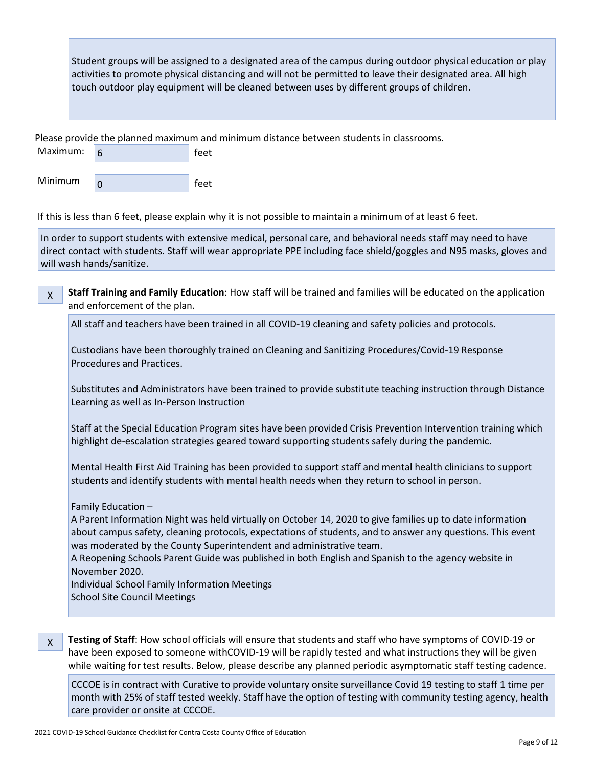Student groups will be assigned to a designated area of the campus during outdoor physical education or play activities to promote physical distancing and will not be permitted to leave their designated area. All high touch outdoor play equipment will be cleaned between uses by different groups of children.

Please provide the planned maximum and minimum distance between students in classrooms.

Maximum: 6 feet

Minimum 0 feet

If this is less than 6 feet, please explain why it is not possible to maintain a minimum of at least 6 feet.

In order to support students with extensive medical, personal care, and behavioral needs staff may need to have direct contact with students. Staff will wear appropriate PPE including face shield/goggles and N95 masks, gloves and will wash hands/sanitize.

X **Staff Training and Family Education**: How staff will be trained and families will be educated on the application and enforcement of the plan.

All staff and teachers have been trained in all COVID-19 cleaning and safety policies and protocols.

Custodians have been thoroughly trained on Cleaning and Sanitizing Procedures/Covid-19 Response Procedures and Practices.

Substitutes and Administrators have been trained to provide substitute teaching instruction through Distance Learning as well as In-Person Instruction

Staff at the Special Education Program sites have been provided Crisis Prevention Intervention training which highlight de-escalation strategies geared toward supporting students safely during the pandemic.

Mental Health First Aid Training has been provided to support staff and mental health clinicians to support students and identify students with mental health needs when they return to school in person.

Family Education –
A Parent Information Night was held virtually on October 14, 2020 to give families up to date information about campus safety, cleaning protocols, expectations of students, and to answer any questions. This event was moderated by the County Superintendent and administrative team.
A Reopening Schools Parent Guide was published in both English and Spanish to the agency website in November 2020.
Individual School Family Information Meetings
School Site Council Meetings

X **Testing of Staff**: How school officials will ensure that students and staff who have symptoms of COVID-19 or have been exposed to someone withCOVID-19 will be rapidly tested and what instructions they will be given while waiting for test results. Below, please describe any planned periodic asymptomatic staff testing cadence.

CCCOE is in contract with Curative to provide voluntary onsite surveillance Covid 19 testing to staff 1 time per month with 25% of staff tested weekly. Staff have the option of testing with community testing agency, health care provider or onsite at CCCOE.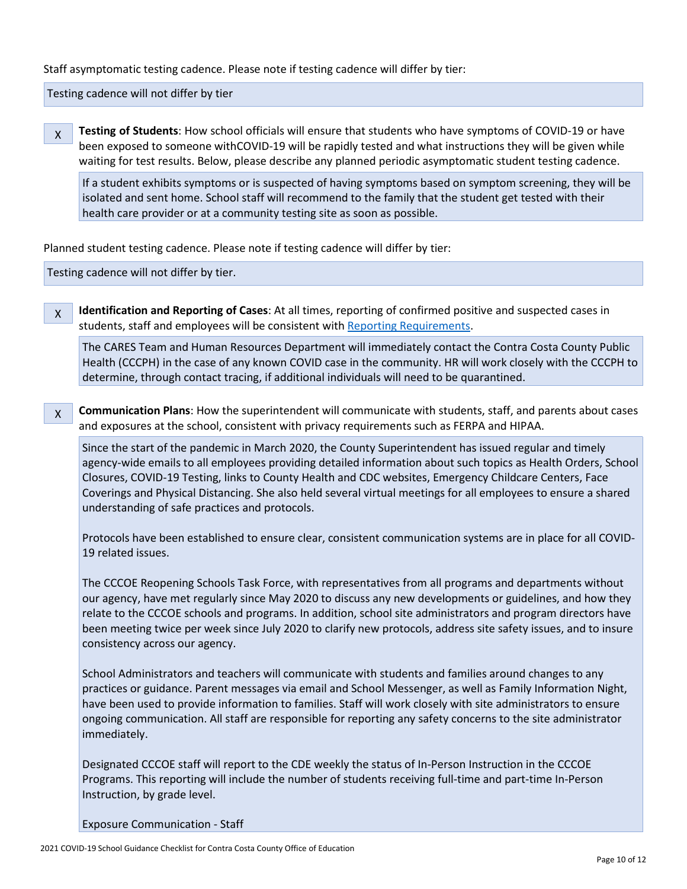Staff asymptomatic testing cadence. Please note if testing cadence will differ by tier:

Testing cadence will not differ by tier

X **Testing of Students**: How school officials will ensure that students who have symptoms of COVID-19 or have been exposed to someone withCOVID-19 will be rapidly tested and what instructions they will be given while waiting for test results. Below, please describe any planned periodic asymptomatic student testing cadence.

If a student exhibits symptoms or is suspected of having symptoms based on symptom screening, they will be isolated and sent home. School staff will recommend to the family that the student get tested with their health care provider or at a community testing site as soon as possible.

Planned student testing cadence. Please note if testing cadence will differ by tier:

Testing cadence will not differ by tier.

X **Identification and Reporting of Cases**: At all times, reporting of confirmed positive and suspected cases in students, staff and employees will be consistent with [Reporting Requirements](Reporting Requirements).

The CARES Team and Human Resources Department will immediately contact the Contra Costa County Public Health (CCCPH) in the case of any known COVID case in the community. HR will work closely with the CCCPH to determine, through contact tracing, if additional individuals will need to be quarantined.

X **Communication Plans**: How the superintendent will communicate with students, staff, and parents about cases and exposures at the school, consistent with privacy requirements such as FERPA and HIPAA.

Since the start of the pandemic in March 2020, the County Superintendent has issued regular and timely agency-wide emails to all employees providing detailed information about such topics as Health Orders, School Closures, COVID-19 Testing, links to County Health and CDC websites, Emergency Childcare Centers, Face Coverings and Physical Distancing. She also held several virtual meetings for all employees to ensure a shared understanding of safe practices and protocols.

Protocols have been established to ensure clear, consistent communication systems are in place for all COVID-19 related issues.

The CCCOE Reopening Schools Task Force, with representatives from all programs and departments without our agency, have met regularly since May 2020 to discuss any new developments or guidelines, and how they relate to the CCCOE schools and programs. In addition, school site administrators and program directors have been meeting twice per week since July 2020 to clarify new protocols, address site safety issues, and to insure consistency across our agency.

School Administrators and teachers will communicate with students and families around changes to any practices or guidance. Parent messages via email and School Messenger, as well as Family Information Night, have been used to provide information to families. Staff will work closely with site administrators to ensure ongoing communication. All staff are responsible for reporting any safety concerns to the site administrator immediately.

Designated CCCOE staff will report to the CDE weekly the status of In-Person Instruction in the CCCOE Programs. This reporting will include the number of students receiving full-time and part-time In-Person Instruction, by grade level.

Exposure Communication - Staff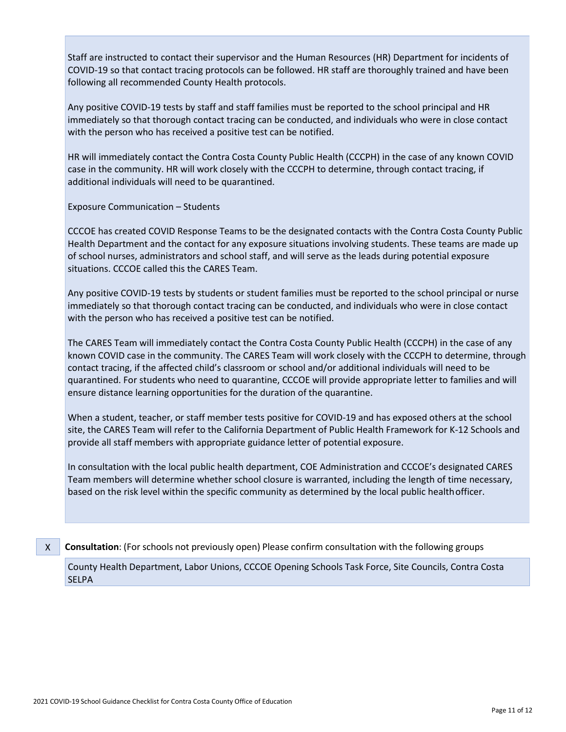Staff are instructed to contact their supervisor and the Human Resources (HR) Department for incidents of COVID-19 so that contact tracing protocols can be followed. HR staff are thoroughly trained and have been following all recommended County Health protocols.

Any positive COVID-19 tests by staff and staff families must be reported to the school principal and HR immediately so that thorough contact tracing can be conducted, and individuals who were in close contact with the person who has received a positive test can be notified.

HR will immediately contact the Contra Costa County Public Health (CCCPH) in the case of any known COVID case in the community. HR will work closely with the CCCPH to determine, through contact tracing, if additional individuals will need to be quarantined.

Exposure Communication – Students

CCCOE has created COVID Response Teams to be the designated contacts with the Contra Costa County Public Health Department and the contact for any exposure situations involving students. These teams are made up of school nurses, administrators and school staff, and will serve as the leads during potential exposure situations. CCCOE called this the CARES Team.

Any positive COVID-19 tests by students or student families must be reported to the school principal or nurse immediately so that thorough contact tracing can be conducted, and individuals who were in close contact with the person who has received a positive test can be notified.

The CARES Team will immediately contact the Contra Costa County Public Health (CCCPH) in the case of any known COVID case in the community. The CARES Team will work closely with the CCCPH to determine, through contact tracing, if the affected child's classroom or school and/or additional individuals will need to be quarantined. For students who need to quarantine, CCCOE will provide appropriate letter to families and will ensure distance learning opportunities for the duration of the quarantine.

When a student, teacher, or staff member tests positive for COVID-19 and has exposed others at the school site, the CARES Team will refer to the California Department of Public Health Framework for K-12 Schools and provide all staff members with appropriate guidance letter of potential exposure.

In consultation with the local public health department, COE Administration and CCCOE's designated CARES Team members will determine whether school closure is warranted, including the length of time necessary, based on the risk level within the specific community as determined by the local public health officer.

X **Consultation**: (For schools not previously open) Please confirm consultation with the following groups

County Health Department, Labor Unions, CCCOE Opening Schools Task Force, Site Councils, Contra Costa SELPA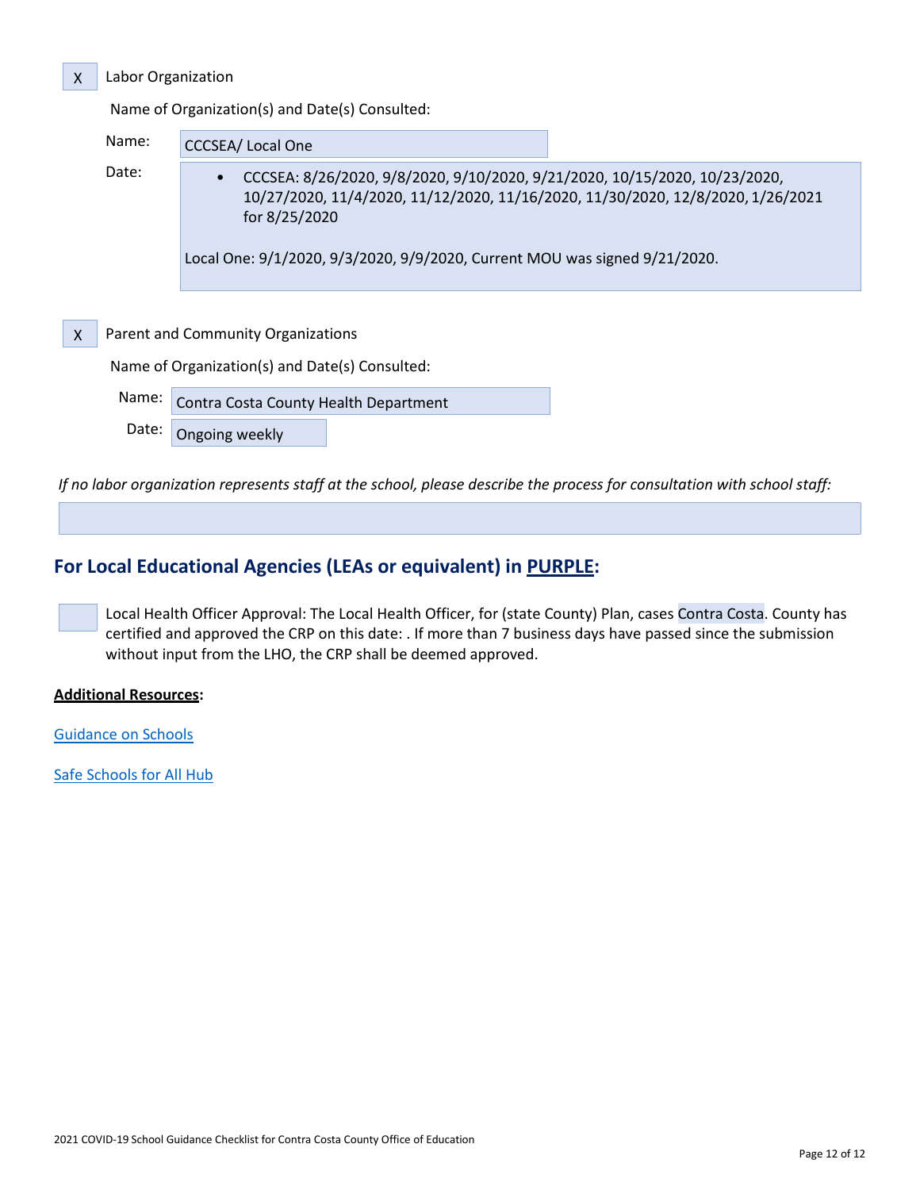X Labor Organization

Name of Organization(s) and Date(s) Consulted:

Name: CCCSEA/ Local One

Date:

- CCCSEA: 8/26/2020, 9/8/2020, 9/10/2020, 9/21/2020, 10/15/2020, 10/23/2020, 10/27/2020, 11/4/2020, 11/12/2020, 11/16/2020, 11/30/2020, 12/8/2020, 1/26/2021 for 8/25/2020

Local One: 9/1/2020, 9/3/2020, 9/9/2020, Current MOU was signed 9/21/2020.

X Parent and Community Organizations

Name of Organization(s) and Date(s) Consulted:

Name: Contra Costa County Health Department

Date: Ongoing weekly

*If no labor organization represents staff at the school, please describe the process for consultation with school staff:*

## For Local Educational Agencies (LEAs or equivalent) in PURPLE:

Local Health Officer Approval: The Local Health Officer, for (state County) Plan, cases Contra Costa. County has certified and approved the CRP on this date: . If more than 7 business days have passed since the submission without input from the LHO, the CRP shall be deemed approved.

**Additional Resources:**

Guidance on Schools

Safe Schools for All Hub

2021 COVID-19 School Guidance Checklist for Contra Costa County Office of Education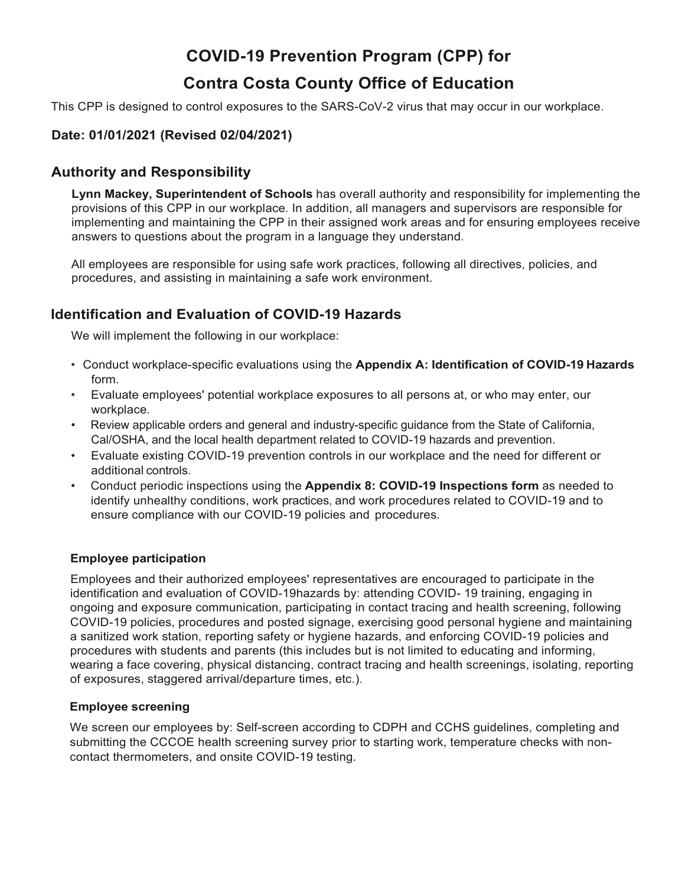# COVID-19 Prevention Program (CPP) for Contra Costa County Office of Education

This CPP is designed to control exposures to the SARS-CoV-2 virus that may occur in our workplace.

**Date: 01/01/2021 (Revised 02/04/2021)**

## Authority and Responsibility

**Lynn Mackey, Superintendent of Schools** has overall authority and responsibility for implementing the provisions of this CPP in our workplace. In addition, all managers and supervisors are responsible for implementing and maintaining the CPP in their assigned work areas and for ensuring employees receive answers to questions about the program in a language they understand.

All employees are responsible for using safe work practices, following all directives, policies, and procedures, and assisting in maintaining a safe work environment.

## Identification and Evaluation of COVID-19 Hazards

We will implement the following in our workplace:

- Conduct workplace-specific evaluations using the **Appendix A: Identification of COVID-19 Hazards** form.
- Evaluate employees' potential workplace exposures to all persons at, or who may enter, our workplace.
- Review applicable orders and general and industry-specific guidance from the State of California, Cal/OSHA, and the local health department related to COVID-19 hazards and prevention.
- Evaluate existing COVID-19 prevention controls in our workplace and the need for different or additional controls.
- Conduct periodic inspections using the **Appendix 8: COVID-19 Inspections form** as needed to identify unhealthy conditions, work practices, and work procedures related to COVID-19 and to ensure compliance with our COVID-19 policies and procedures.

### Employee participation

Employees and their authorized employees' representatives are encouraged to participate in the identification and evaluation of COVID-19hazards by: attending COVID- 19 training, engaging in ongoing and exposure communication, participating in contact tracing and health screening, following COVID-19 policies, procedures and posted signage, exercising good personal hygiene and maintaining a sanitized work station, reporting safety or hygiene hazards, and enforcing COVID-19 policies and procedures with students and parents (this includes but is not limited to educating and informing, wearing a face covering, physical distancing, contract tracing and health screenings, isolating, reporting of exposures, staggered arrival/departure times, etc.).

### Employee screening

We screen our employees by: Self-screen according to CDPH and CCHS guidelines, completing and submitting the CCCOE health screening survey prior to starting work, temperature checks with non-contact thermometers, and onsite COVID-19 testing.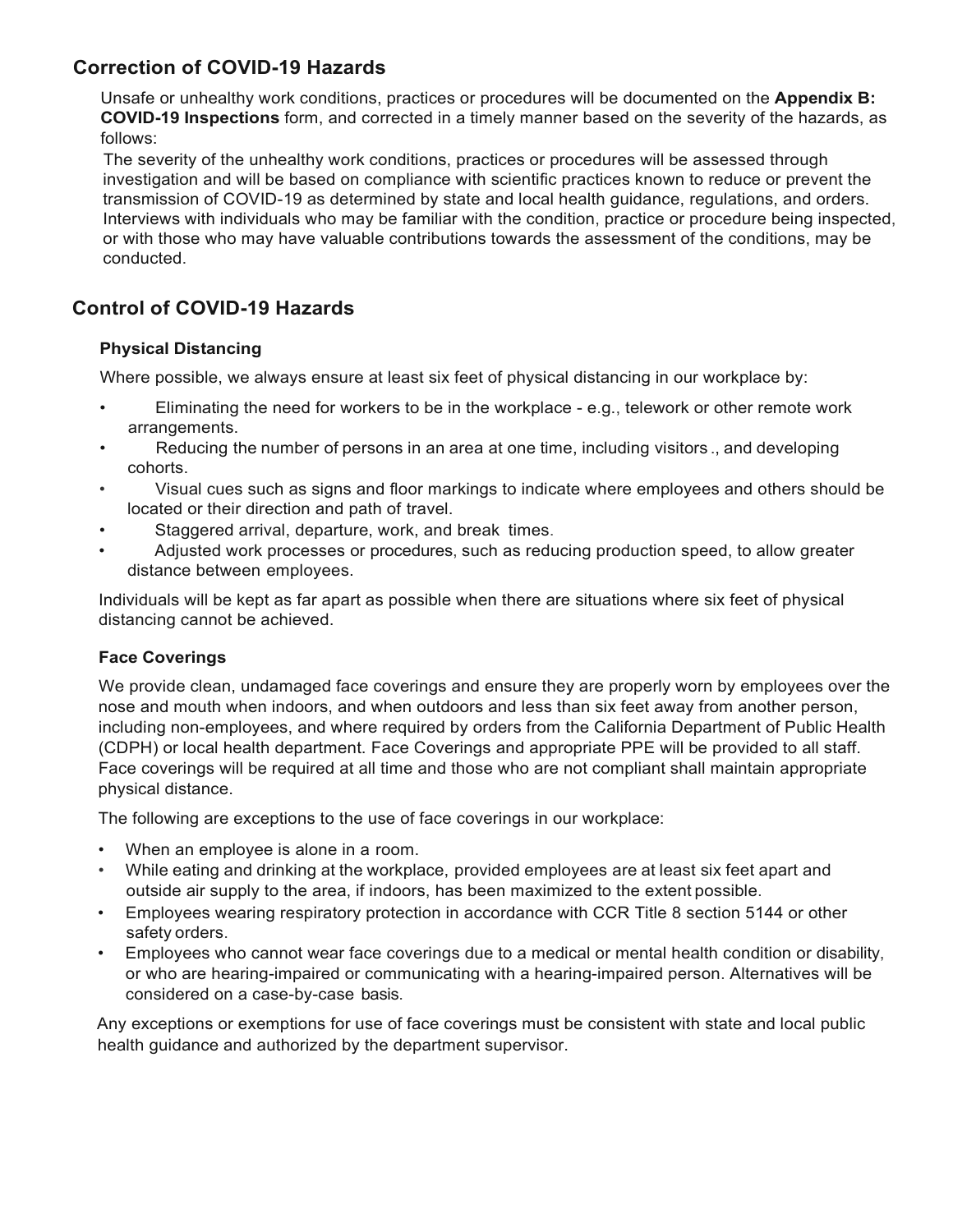## Correction of COVID-19 Hazards

Unsafe or unhealthy work conditions, practices or procedures will be documented on the **Appendix B: COVID-19 Inspections** form, and corrected in a timely manner based on the severity of the hazards, as follows:

The severity of the unhealthy work conditions, practices or procedures will be assessed through investigation and will be based on compliance with scientific practices known to reduce or prevent the transmission of COVID-19 as determined by state and local health guidance, regulations, and orders. Interviews with individuals who may be familiar with the condition, practice or procedure being inspected, or with those who may have valuable contributions towards the assessment of the conditions, may be conducted.

## Control of COVID-19 Hazards

### Physical Distancing

Where possible, we always ensure at least six feet of physical distancing in our workplace by:

- Eliminating the need for workers to be in the workplace - e.g., telework or other remote work arrangements.
- Reducing the number of persons in an area at one time, including visitors ., and developing cohorts.
- Visual cues such as signs and floor markings to indicate where employees and others should be located or their direction and path of travel.
- Staggered arrival, departure, work, and break times.
- Adjusted work processes or procedures, such as reducing production speed, to allow greater distance between employees.

Individuals will be kept as far apart as possible when there are situations where six feet of physical distancing cannot be achieved.

### Face Coverings

We provide clean, undamaged face coverings and ensure they are properly worn by employees over the nose and mouth when indoors, and when outdoors and less than six feet away from another person, including non-employees, and where required by orders from the California Department of Public Health (CDPH) or local health department. Face Coverings and appropriate PPE will be provided to all staff. Face coverings will be required at all time and those who are not compliant shall maintain appropriate physical distance.

The following are exceptions to the use of face coverings in our workplace:

- When an employee is alone in a room.
- While eating and drinking at the workplace, provided employees are at least six feet apart and outside air supply to the area, if indoors, has been maximized to the extent possible.
- Employees wearing respiratory protection in accordance with CCR Title 8 section 5144 or other safety orders.
- Employees who cannot wear face coverings due to a medical or mental health condition or disability, or who are hearing-impaired or communicating with a hearing-impaired person. Alternatives will be considered on a case-by-case basis.

Any exceptions or exemptions for use of face coverings must be consistent with state and local public health guidance and authorized by the department supervisor.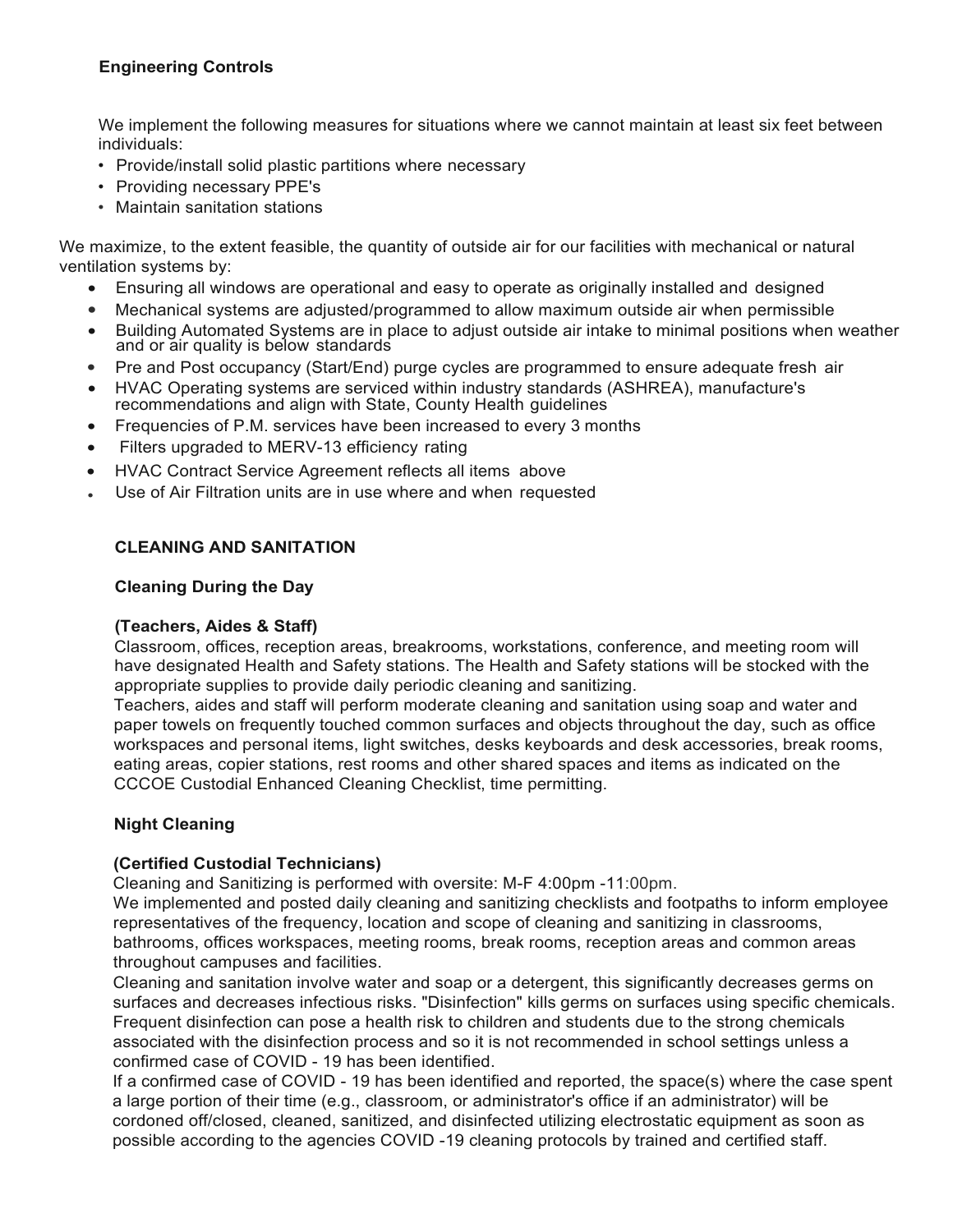**Engineering Controls**

We implement the following measures for situations where we cannot maintain at least six feet between individuals:

- Provide/install solid plastic partitions where necessary
- Providing necessary PPE's
- Maintain sanitation stations

We maximize, to the extent feasible, the quantity of outside air for our facilities with mechanical or natural ventilation systems by:

- Ensuring all windows are operational and easy to operate as originally installed and designed
- Mechanical systems are adjusted/programmed to allow maximum outside air when permissible
- Building Automated Systems are in place to adjust outside air intake to minimal positions when weather and or air quality is below standards
- Pre and Post occupancy (Start/End) purge cycles are programmed to ensure adequate fresh air
- HVAC Operating systems are serviced within industry standards (ASHREA), manufacture's recommendations and align with State, County Health guidelines
- Frequencies of P.M. services have been increased to every 3 months
- Filters upgraded to MERV-13 efficiency rating
- HVAC Contract Service Agreement reflects all items above
- Use of Air Filtration units are in use where and when requested

**CLEANING AND SANITATION**

**Cleaning During the Day**

**(Teachers, Aides & Staff)**

Classroom, offices, reception areas, breakrooms, workstations, conference, and meeting room will have designated Health and Safety stations. The Health and Safety stations will be stocked with the appropriate supplies to provide daily periodic cleaning and sanitizing.

Teachers, aides and staff will perform moderate cleaning and sanitation using soap and water and paper towels on frequently touched common surfaces and objects throughout the day, such as office workspaces and personal items, light switches, desks keyboards and desk accessories, break rooms, eating areas, copier stations, rest rooms and other shared spaces and items as indicated on the CCCOE Custodial Enhanced Cleaning Checklist, time permitting.

**Night Cleaning**

**(Certified Custodial Technicians)**

Cleaning and Sanitizing is performed with oversite: M-F 4:00pm -11:00pm.

We implemented and posted daily cleaning and sanitizing checklists and footpaths to inform employee representatives of the frequency, location and scope of cleaning and sanitizing in classrooms, bathrooms, offices workspaces, meeting rooms, break rooms, reception areas and common areas throughout campuses and facilities.

Cleaning and sanitation involve water and soap or a detergent, this significantly decreases germs on surfaces and decreases infectious risks. "Disinfection" kills germs on surfaces using specific chemicals. Frequent disinfection can pose a health risk to children and students due to the strong chemicals associated with the disinfection process and so it is not recommended in school settings unless a confirmed case of COVID - 19 has been identified.

If a confirmed case of COVID - 19 has been identified and reported, the space(s) where the case spent a large portion of their time (e.g., classroom, or administrator's office if an administrator) will be cordoned off/closed, cleaned, sanitized, and disinfected utilizing electrostatic equipment as soon as possible according to the agencies COVID -19 cleaning protocols by trained and certified staff.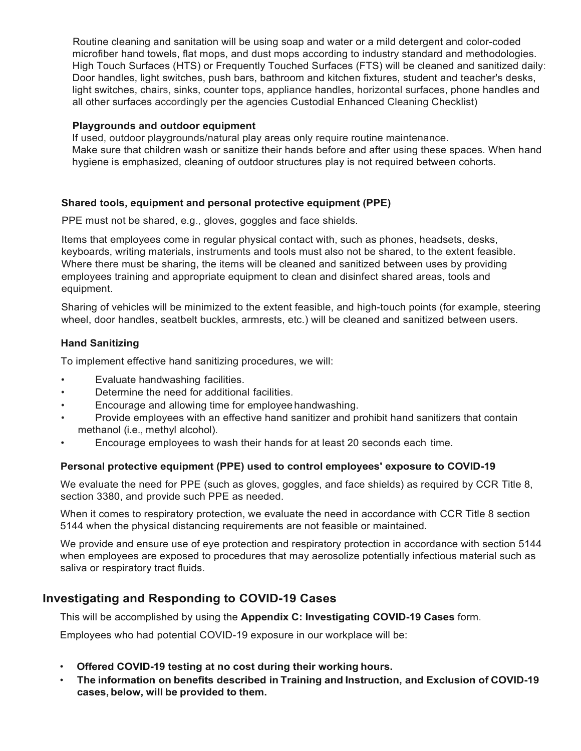Routine cleaning and sanitation will be using soap and water or a mild detergent and color-coded microfiber hand towels, flat mops, and dust mops according to industry standard and methodologies. High Touch Surfaces (HTS) or Frequently Touched Surfaces (FTS) will be cleaned and sanitized daily: Door handles, light switches, push bars, bathroom and kitchen fixtures, student and teacher's desks, light switches, chairs, sinks, counter tops, appliance handles, horizontal surfaces, phone handles and all other surfaces accordingly per the agencies Custodial Enhanced Cleaning Checklist)

**Playgrounds and outdoor equipment**

If used, outdoor playgrounds/natural play areas only require routine maintenance. Make sure that children wash or sanitize their hands before and after using these spaces. When hand hygiene is emphasized, cleaning of outdoor structures play is not required between cohorts.

### Shared tools, equipment and personal protective equipment (PPE)

PPE must not be shared, e.g., gloves, goggles and face shields.

Items that employees come in regular physical contact with, such as phones, headsets, desks, keyboards, writing materials, instruments and tools must also not be shared, to the extent feasible. Where there must be sharing, the items will be cleaned and sanitized between uses by providing employees training and appropriate equipment to clean and disinfect shared areas, tools and equipment.

Sharing of vehicles will be minimized to the extent feasible, and high-touch points (for example, steering wheel, door handles, seatbelt buckles, armrests, etc.) will be cleaned and sanitized between users.

### Hand Sanitizing

To implement effective hand sanitizing procedures, we will:

- Evaluate handwashing facilities.
- Determine the need for additional facilities.
- Encourage and allowing time for employee handwashing.
- Provide employees with an effective hand sanitizer and prohibit hand sanitizers that contain methanol (i.e., methyl alcohol).
- Encourage employees to wash their hands for at least 20 seconds each time.

### Personal protective equipment (PPE) used to control employees' exposure to COVID-19

We evaluate the need for PPE (such as gloves, goggles, and face shields) as required by CCR Title 8, section 3380, and provide such PPE as needed.

When it comes to respiratory protection, we evaluate the need in accordance with CCR Title 8 section 5144 when the physical distancing requirements are not feasible or maintained.

We provide and ensure use of eye protection and respiratory protection in accordance with section 5144 when employees are exposed to procedures that may aerosolize potentially infectious material such as saliva or respiratory tract fluids.

## Investigating and Responding to COVID-19 Cases

This will be accomplished by using the **Appendix C: Investigating COVID-19 Cases** form.

Employees who had potential COVID-19 exposure in our workplace will be:

- **Offered COVID-19 testing at no cost during their working hours.**
- **The information on benefits described in Training and Instruction, and Exclusion of COVID-19 cases, below, will be provided to them.**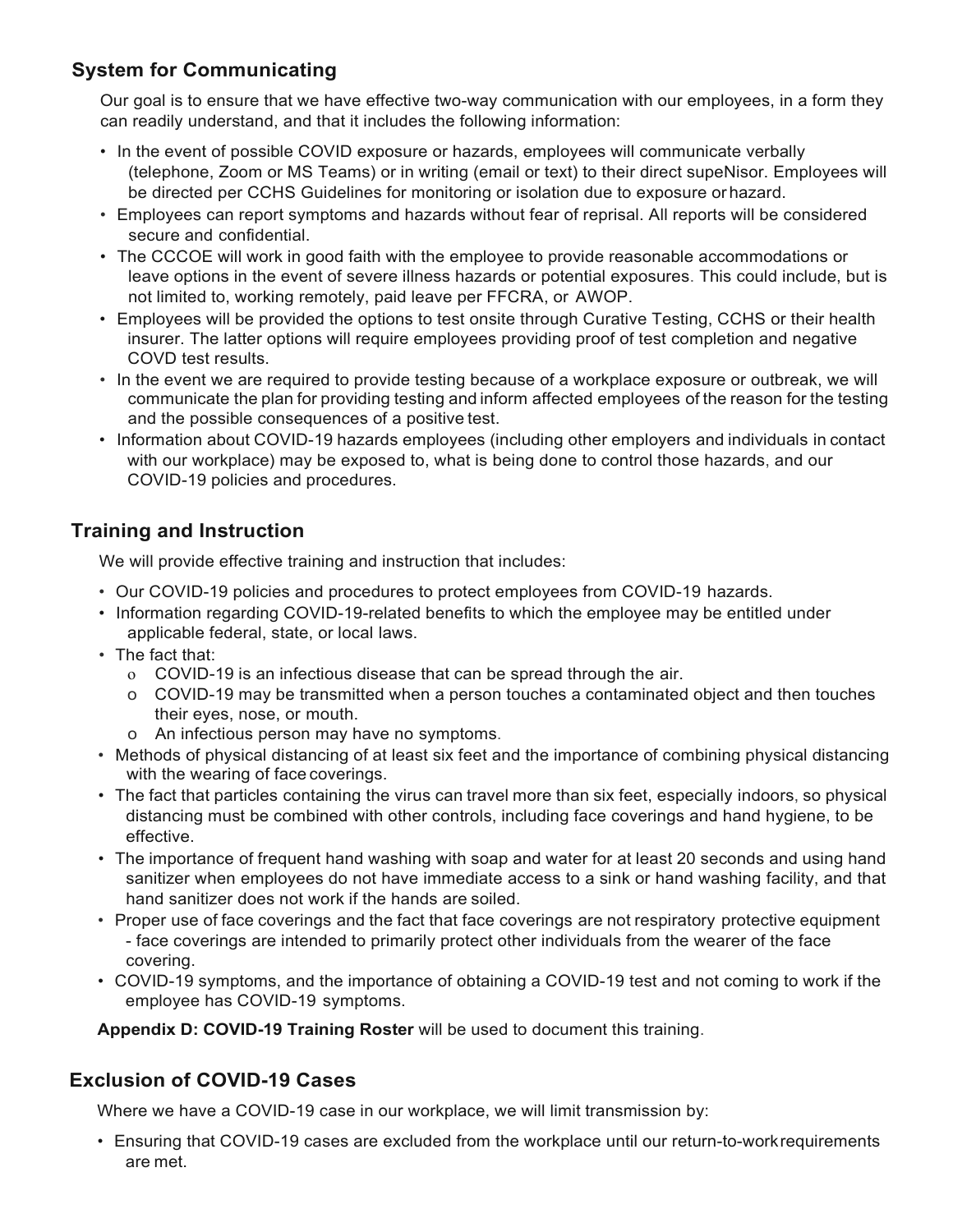## System for Communicating

Our goal is to ensure that we have effective two-way communication with our employees, in a form they can readily understand, and that it includes the following information:

- In the event of possible COVID exposure or hazards, employees will communicate verbally (telephone, Zoom or MS Teams) or in writing (email or text) to their direct supeNisor. Employees will be directed per CCHS Guidelines for monitoring or isolation due to exposure or hazard.
- Employees can report symptoms and hazards without fear of reprisal. All reports will be considered secure and confidential.
- The CCCOE will work in good faith with the employee to provide reasonable accommodations or leave options in the event of severe illness hazards or potential exposures. This could include, but is not limited to, working remotely, paid leave per FFCRA, or AWOP.
- Employees will be provided the options to test onsite through Curative Testing, CCHS or their health insurer. The latter options will require employees providing proof of test completion and negative COVD test results.
- In the event we are required to provide testing because of a workplace exposure or outbreak, we will communicate the plan for providing testing and inform affected employees of the reason for the testing and the possible consequences of a positive test.
- Information about COVID-19 hazards employees (including other employers and individuals in contact with our workplace) may be exposed to, what is being done to control those hazards, and our COVID-19 policies and procedures.

## Training and Instruction

We will provide effective training and instruction that includes:

- Our COVID-19 policies and procedures to protect employees from COVID-19 hazards.
- Information regarding COVID-19-related benefits to which the employee may be entitled under applicable federal, state, or local laws.
- The fact that:
  - COVID-19 is an infectious disease that can be spread through the air.
  - COVID-19 may be transmitted when a person touches a contaminated object and then touches their eyes, nose, or mouth.
  - An infectious person may have no symptoms.
- Methods of physical distancing of at least six feet and the importance of combining physical distancing with the wearing of face coverings.
- The fact that particles containing the virus can travel more than six feet, especially indoors, so physical distancing must be combined with other controls, including face coverings and hand hygiene, to be effective.
- The importance of frequent hand washing with soap and water for at least 20 seconds and using hand sanitizer when employees do not have immediate access to a sink or hand washing facility, and that hand sanitizer does not work if the hands are soiled.
- Proper use of face coverings and the fact that face coverings are not respiratory protective equipment - face coverings are intended to primarily protect other individuals from the wearer of the face covering.
- COVID-19 symptoms, and the importance of obtaining a COVID-19 test and not coming to work if the employee has COVID-19 symptoms.

**Appendix D: COVID-19 Training Roster** will be used to document this training.

## Exclusion of COVID-19 Cases

Where we have a COVID-19 case in our workplace, we will limit transmission by:

- Ensuring that COVID-19 cases are excluded from the workplace until our return-to-work requirements are met.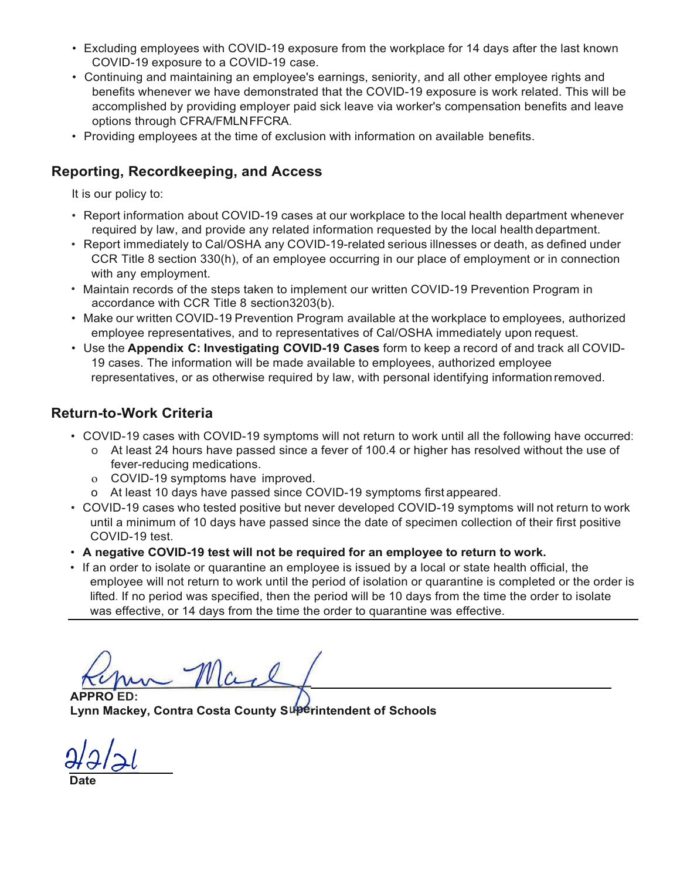- Excluding employees with COVID-19 exposure from the workplace for 14 days after the last known COVID-19 exposure to a COVID-19 case.
- Continuing and maintaining an employee's earnings, seniority, and all other employee rights and benefits whenever we have demonstrated that the COVID-19 exposure is work related. This will be accomplished by providing employer paid sick leave via worker's compensation benefits and leave options through CFRA/FMLNFFCRA.
- Providing employees at the time of exclusion with information on available benefits.

## Reporting, Recordkeeping, and Access

It is our policy to:

- Report information about COVID-19 cases at our workplace to the local health department whenever required by law, and provide any related information requested by the local health department.
- Report immediately to Cal/OSHA any COVID-19-related serious illnesses or death, as defined under CCR Title 8 section 330(h), of an employee occurring in our place of employment or in connection with any employment.
- Maintain records of the steps taken to implement our written COVID-19 Prevention Program in accordance with CCR Title 8 section3203(b).
- Make our written COVID-19 Prevention Program available at the workplace to employees, authorized employee representatives, and to representatives of Cal/OSHA immediately upon request.
- Use the **Appendix C: Investigating COVID-19 Cases** form to keep a record of and track all COVID-19 cases. The information will be made available to employees, authorized employee representatives, or as otherwise required by law, with personal identifying information removed.

## Return-to-Work Criteria

- COVID-19 cases with COVID-19 symptoms will not return to work until all the following have occurred:
  - At least 24 hours have passed since a fever of 100.4 or higher has resolved without the use of fever-reducing medications.
  - COVID-19 symptoms have improved.
  - At least 10 days have passed since COVID-19 symptoms first appeared.
- COVID-19 cases who tested positive but never developed COVID-19 symptoms will not return to work until a minimum of 10 days have passed since the date of specimen collection of their first positive COVID-19 test.
- **A negative COVID-19 test will not be required for an employee to return to work.**
- If an order to isolate or quarantine an employee is issued by a local or state health official, the employee will not return to work until the period of isolation or quarantine is completed or the order is lifted. If no period was specified, then the period will be 10 days from the time the order to isolate was effective, or 14 days from the time the order to quarantine was effective.

---

**APPROVED:**
**Lynn Mackey, Contra Costa County Superintendent of Schools**

2/2/21
**Date**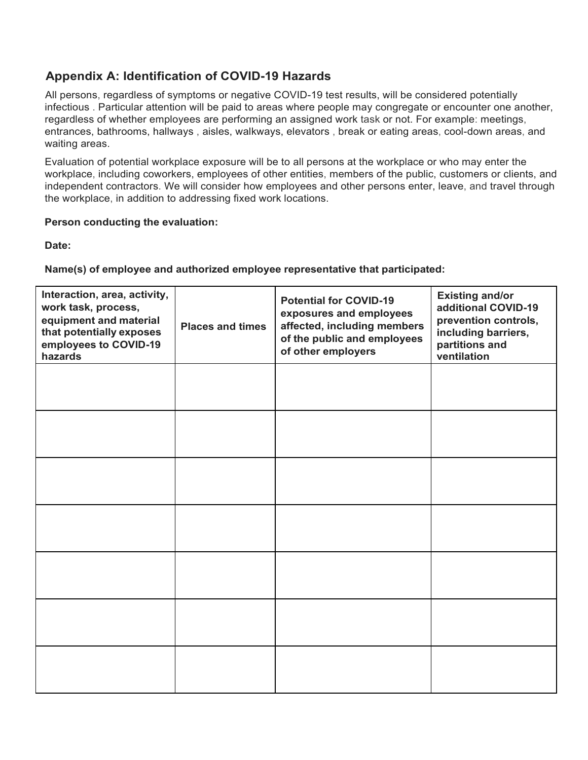## Appendix A: Identification of COVID-19 Hazards

All persons, regardless of symptoms or negative COVID-19 test results, will be considered potentially infectious . Particular attention will be paid to areas where people may congregate or encounter one another, regardless of whether employees are performing an assigned work task or not. For example: meetings, entrances, bathrooms, hallways , aisles, walkways, elevators , break or eating areas, cool-down areas, and waiting areas.

Evaluation of potential workplace exposure will be to all persons at the workplace or who may enter the workplace, including coworkers, employees of other entities, members of the public, customers or clients, and independent contractors. We will consider how employees and other persons enter, leave, and travel through the workplace, in addition to addressing fixed work locations.

**Person conducting the evaluation:**

**Date:**

**Name(s) of employee and authorized employee representative that participated:**

| Interaction, area, activity, work task, process, equipment and material that potentially exposes employees to COVID-19 hazards | Places and times | Potential for COVID-19 exposures and employees affected, including members of the public and employees of other employers | Existing and/or additional COVID-19 prevention controls, including barriers, partitions and ventilation |
|---|---|---|---|
| | | | |
| | | | |
| | | | |
| | | | |
| | | | |
| | | | |
| | | | |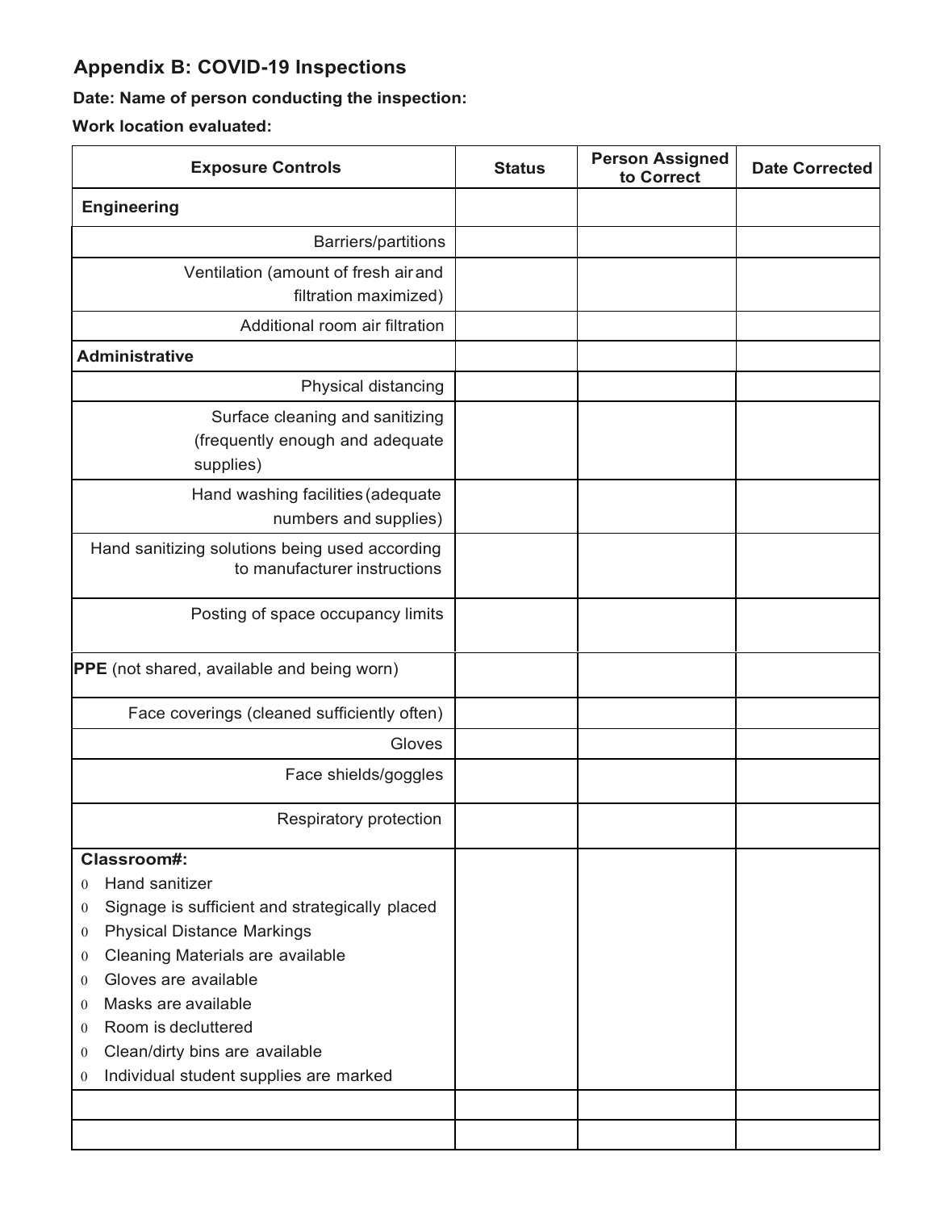## Appendix B: COVID-19 Inspections

**Date: Name of person conducting the inspection:**

**Work location evaluated:**

| Exposure Controls | Status | Person Assigned to Correct | Date Corrected |
|---|---|---|---|
| **Engineering** | | | |
| Barriers/partitions | | | |
| Ventilation (amount of fresh air and filtration maximized) | | | |
| Additional room air filtration | | | |
| **Administrative** | | | |
| Physical distancing | | | |
| Surface cleaning and sanitizing (frequently enough and adequate supplies) | | | |
| Hand washing facilities (adequate numbers and supplies) | | | |
| Hand sanitizing solutions being used according to manufacturer instructions | | | |
| Posting of space occupancy limits | | | |
| **PPE** (not shared, available and being worn) | | | |
| Face coverings (cleaned sufficiently often) | | | |
| Gloves | | | |
| Face shields/goggles | | | |
| Respiratory protection | | | |
| **Classroom#:**<br>0 Hand sanitizer<br>0 Signage is sufficient and strategically placed<br>0 Physical Distance Markings<br>0 Cleaning Materials are available<br>0 Gloves are available<br>0 Masks are available<br>0 Room is decluttered<br>0 Clean/dirty bins are available<br>0 Individual student supplies are marked | | | |
| | | | |
| | | | |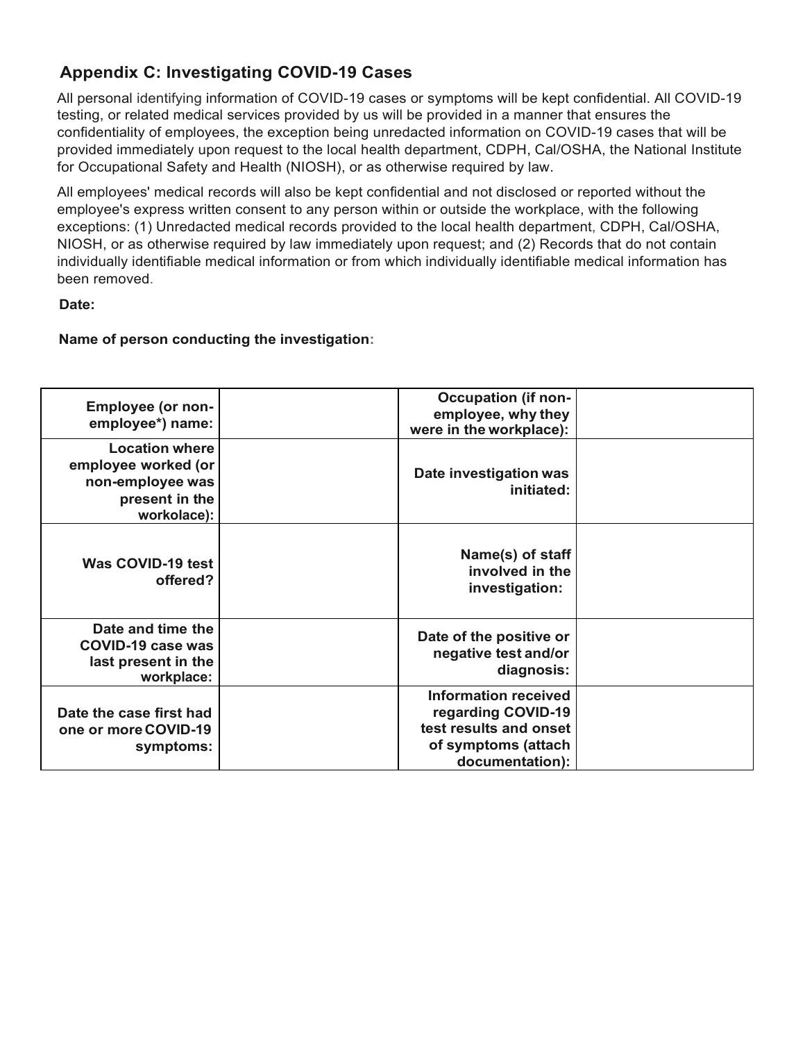## Appendix C: Investigating COVID-19 Cases

All personal identifying information of COVID-19 cases or symptoms will be kept confidential. All COVID-19 testing, or related medical services provided by us will be provided in a manner that ensures the confidentiality of employees, the exception being unredacted information on COVID-19 cases that will be provided immediately upon request to the local health department, CDPH, Cal/OSHA, the National Institute for Occupational Safety and Health (NIOSH), or as otherwise required by law.

All employees' medical records will also be kept confidential and not disclosed or reported without the employee's express written consent to any person within or outside the workplace, with the following exceptions: (1) Unredacted medical records provided to the local health department, CDPH, Cal/OSHA, NIOSH, or as otherwise required by law immediately upon request; and (2) Records that do not contain individually identifiable medical information or from which individually identifiable medical information has been removed.

**Date:**

**Name of person conducting the investigation:**

| | | | |
|---|---|---|---|
| **Employee (or non-employee*) name:** | | **Occupation (if non-employee, why they were in the workplace):** | |
| **Location where employee worked (or non-employee was present in the workolace):** | | **Date investigation was initiated:** | |
| **Was COVID-19 test offered?** | | **Name(s) of staff involved in the investigation:** | |
| **Date and time the COVID-19 case was last present in the workplace:** | | **Date of the positive or negative test and/or diagnosis:** | |
| **Date the case first had one or more COVID-19 symptoms:** | | **Information received regarding COVID-19 test results and onset of symptoms (attach documentation):** | |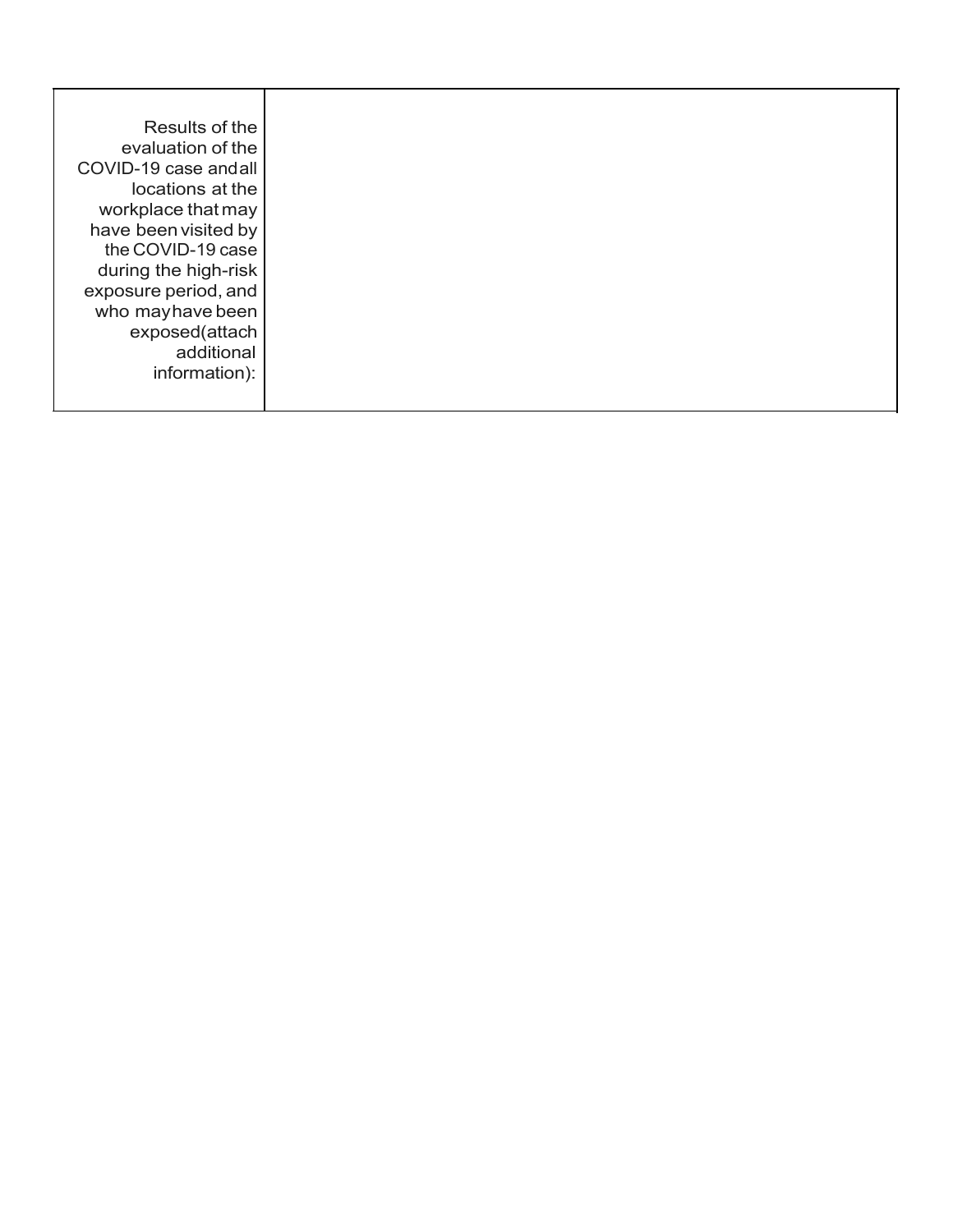| Results of the evaluation of the COVID-19 case and all locations at the workplace that may have been visited by the COVID-19 case during the high-risk exposure period, and who may have been exposed (attach additional information): | |
|---|---|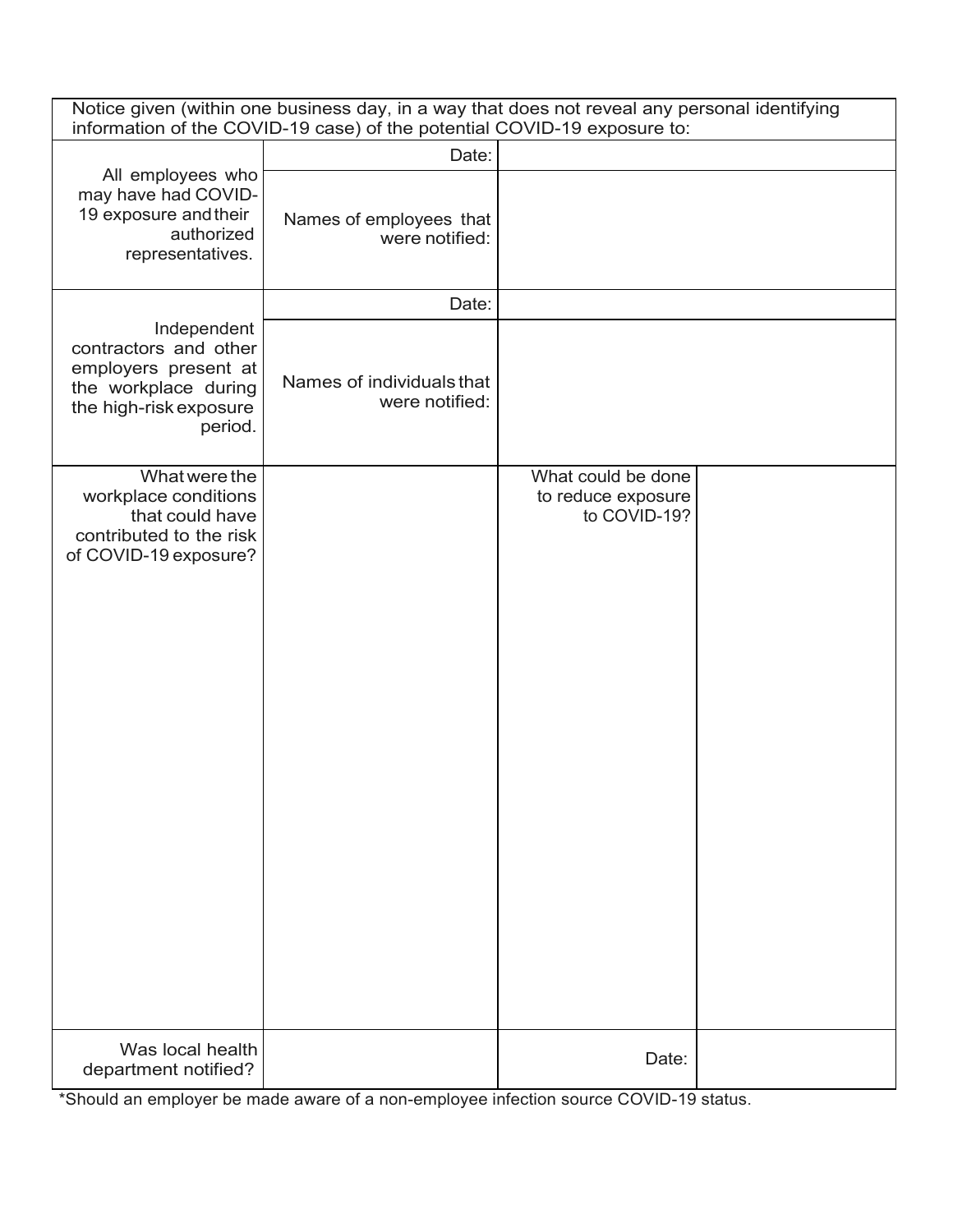| Notice given (within one business day, in a way that does not reveal any personal identifying information of the COVID-19 case) of the potential COVID-19 exposure to: | | | |
|---|---|---|---|
| All employees who may have had COVID-19 exposure and their authorized representatives. | Date: | | |
| | Names of employees that were notified: | | |
| Independent contractors and other employers present at the workplace during the high-risk exposure period. | Date: | | |
| | Names of individuals that were notified: | | |
| What were the workplace conditions that could have contributed to the risk of COVID-19 exposure? | | What could be done to reduce exposure to COVID-19? | |
| Was local health department notified? | | Date: | |

*Should an employer be made aware of a non-employee infection source COVID-19 status.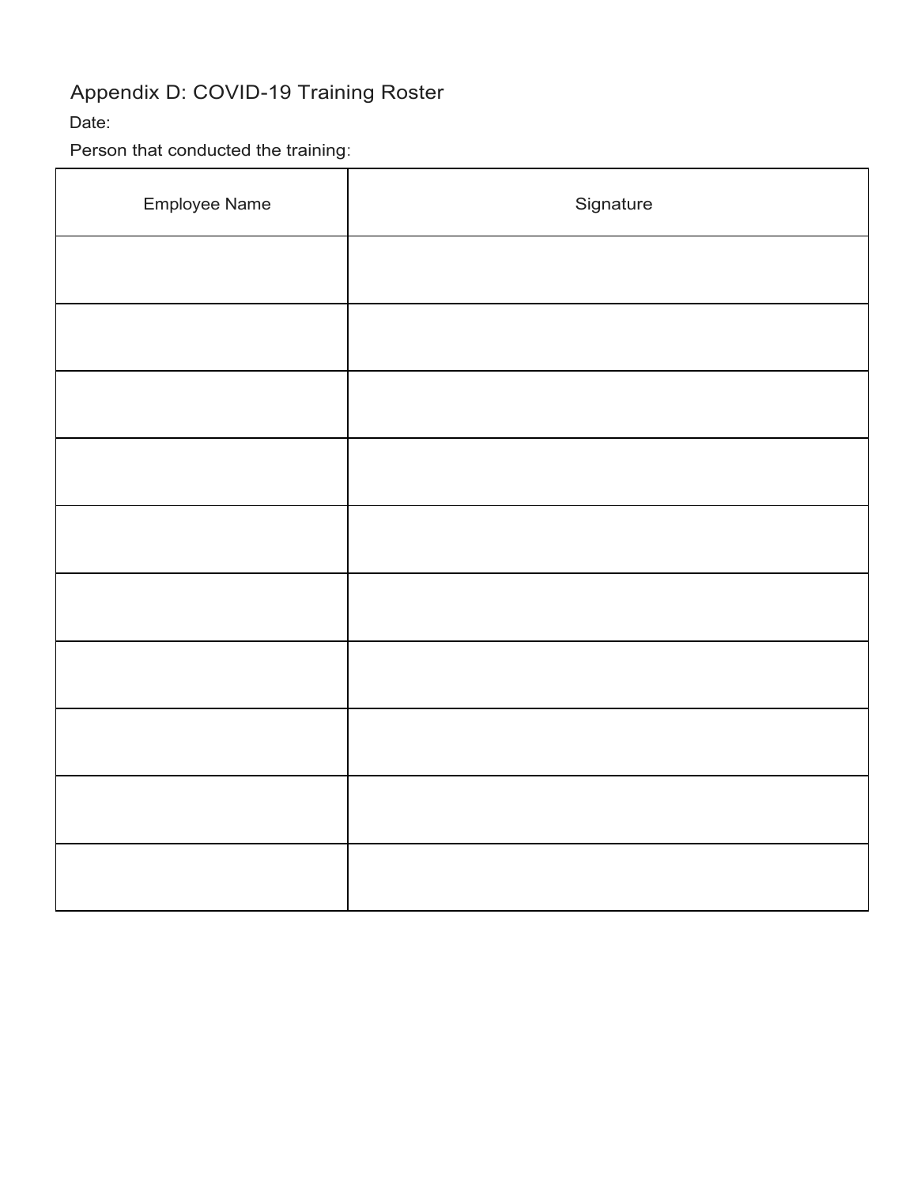## Appendix D: COVID-19 Training Roster

Date:

Person that conducted the training:

| Employee Name | Signature |
|---|---|
| | |
| | |
| | |
| | |
| | |
| | |
| | |
| | |
| | |
| | |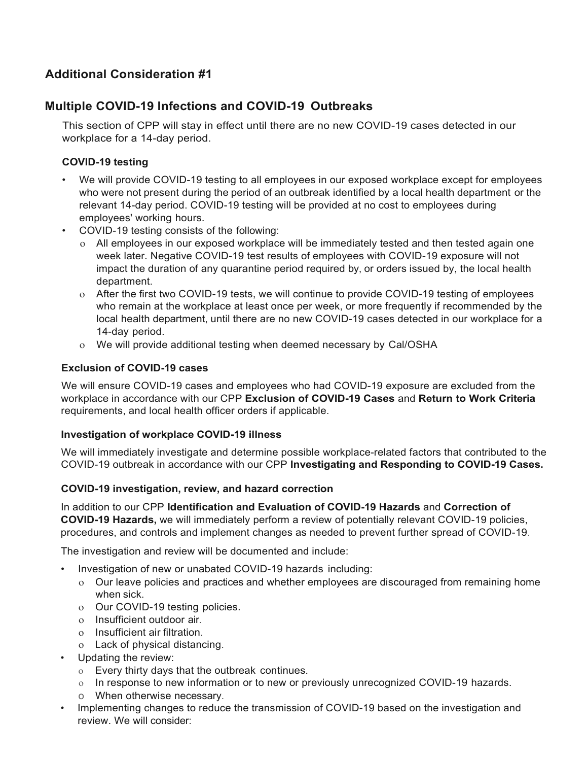## Additional Consideration #1

## Multiple COVID-19 Infections and COVID-19 Outbreaks

This section of CPP will stay in effect until there are no new COVID-19 cases detected in our workplace for a 14-day period.

### COVID-19 testing

- We will provide COVID-19 testing to all employees in our exposed workplace except for employees who were not present during the period of an outbreak identified by a local health department or the relevant 14-day period. COVID-19 testing will be provided at no cost to employees during employees' working hours.
- COVID-19 testing consists of the following:
  - All employees in our exposed workplace will be immediately tested and then tested again one week later. Negative COVID-19 test results of employees with COVID-19 exposure will not impact the duration of any quarantine period required by, or orders issued by, the local health department.
  - After the first two COVID-19 tests, we will continue to provide COVID-19 testing of employees who remain at the workplace at least once per week, or more frequently if recommended by the local health department, until there are no new COVID-19 cases detected in our workplace for a 14-day period.
  - We will provide additional testing when deemed necessary by Cal/OSHA

### Exclusion of COVID-19 cases

We will ensure COVID-19 cases and employees who had COVID-19 exposure are excluded from the workplace in accordance with our CPP **Exclusion of COVID-19 Cases** and **Return to Work Criteria** requirements, and local health officer orders if applicable.

### Investigation of workplace COVID-19 illness

We will immediately investigate and determine possible workplace-related factors that contributed to the COVID-19 outbreak in accordance with our CPP **Investigating and Responding to COVID-19 Cases.**

### COVID-19 investigation, review, and hazard correction

In addition to our CPP **Identification and Evaluation of COVID-19 Hazards** and **Correction of COVID-19 Hazards,** we will immediately perform a review of potentially relevant COVID-19 policies, procedures, and controls and implement changes as needed to prevent further spread of COVID-19.

The investigation and review will be documented and include:

- Investigation of new or unabated COVID-19 hazards including:
  - Our leave policies and practices and whether employees are discouraged from remaining home when sick.
  - Our COVID-19 testing policies.
  - Insufficient outdoor air.
  - Insufficient air filtration.
  - Lack of physical distancing.
- Updating the review:
  - Every thirty days that the outbreak continues.
  - In response to new information or to new or previously unrecognized COVID-19 hazards.
  - When otherwise necessary.
- Implementing changes to reduce the transmission of COVID-19 based on the investigation and review. We will consider: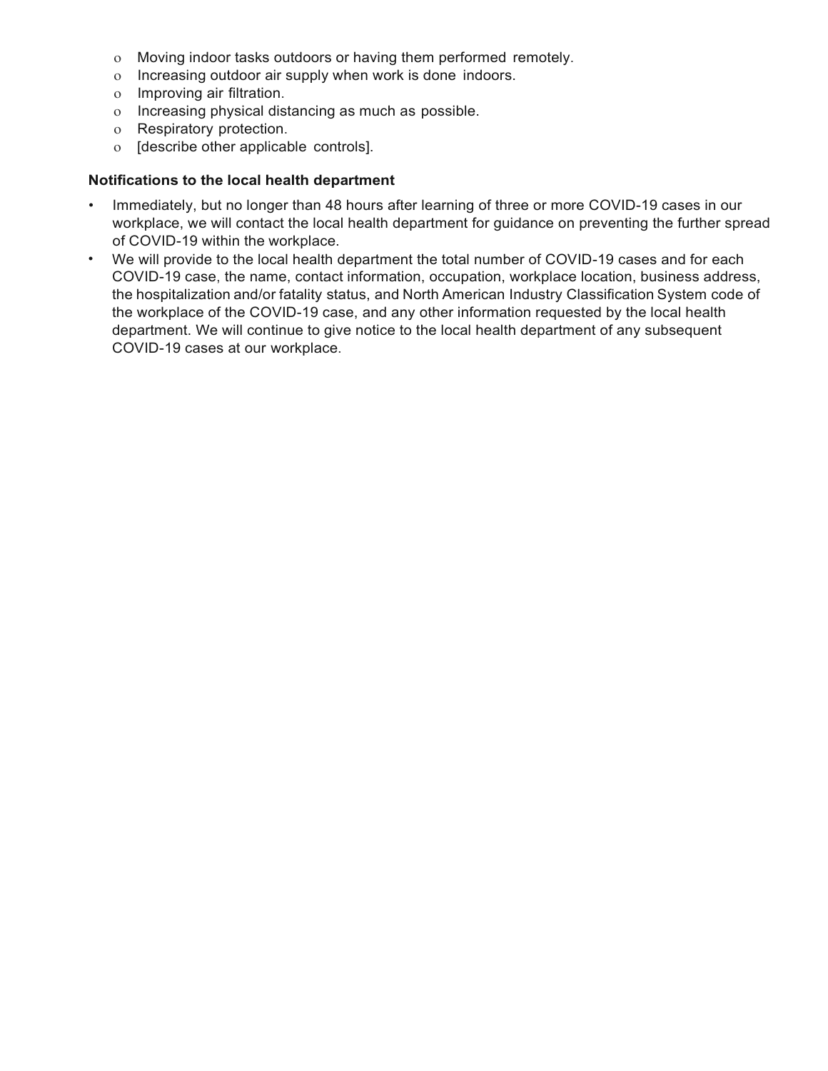- Moving indoor tasks outdoors or having them performed remotely.
- Increasing outdoor air supply when work is done indoors.
- Improving air filtration.
- Increasing physical distancing as much as possible.
- Respiratory protection.
- [describe other applicable controls].

**Notifications to the local health department**

- Immediately, but no longer than 48 hours after learning of three or more COVID-19 cases in our workplace, we will contact the local health department for guidance on preventing the further spread of COVID-19 within the workplace.
- We will provide to the local health department the total number of COVID-19 cases and for each COVID-19 case, the name, contact information, occupation, workplace location, business address, the hospitalization and/or fatality status, and North American Industry Classification System code of the workplace of the COVID-19 case, and any other information requested by the local health department. We will continue to give notice to the local health department of any subsequent COVID-19 cases at our workplace.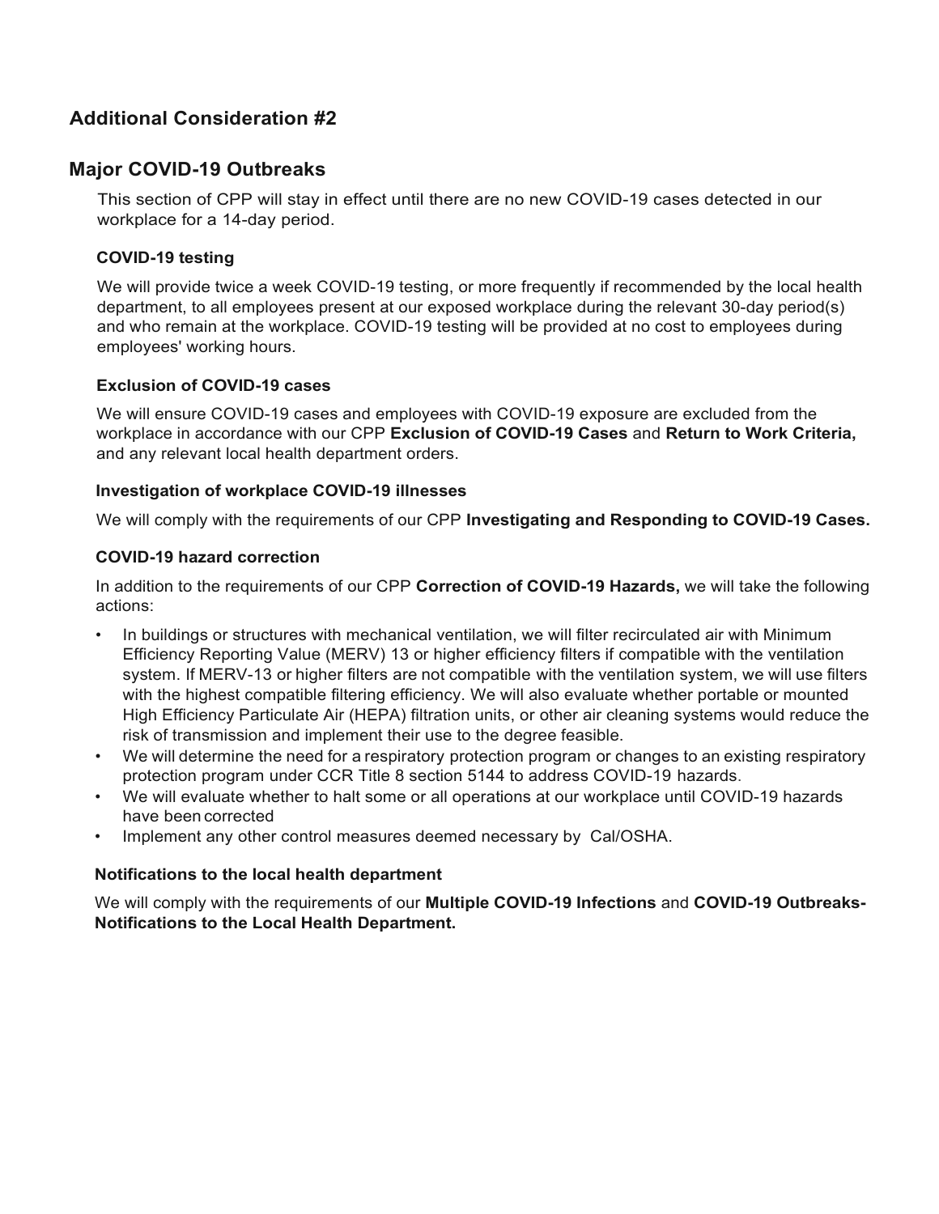## Additional Consideration #2

## Major COVID-19 Outbreaks

This section of CPP will stay in effect until there are no new COVID-19 cases detected in our workplace for a 14-day period.

### COVID-19 testing

We will provide twice a week COVID-19 testing, or more frequently if recommended by the local health department, to all employees present at our exposed workplace during the relevant 30-day period(s) and who remain at the workplace. COVID-19 testing will be provided at no cost to employees during employees' working hours.

### Exclusion of COVID-19 cases

We will ensure COVID-19 cases and employees with COVID-19 exposure are excluded from the workplace in accordance with our CPP **Exclusion of COVID-19 Cases** and **Return to Work Criteria,** and any relevant local health department orders.

### Investigation of workplace COVID-19 illnesses

We will comply with the requirements of our CPP **Investigating and Responding to COVID-19 Cases.**

### COVID-19 hazard correction

In addition to the requirements of our CPP **Correction of COVID-19 Hazards,** we will take the following actions:

- In buildings or structures with mechanical ventilation, we will filter recirculated air with Minimum Efficiency Reporting Value (MERV) 13 or higher efficiency filters if compatible with the ventilation system. If MERV-13 or higher filters are not compatible with the ventilation system, we will use filters with the highest compatible filtering efficiency. We will also evaluate whether portable or mounted High Efficiency Particulate Air (HEPA) filtration units, or other air cleaning systems would reduce the risk of transmission and implement their use to the degree feasible.
- We will determine the need for a respiratory protection program or changes to an existing respiratory protection program under CCR Title 8 section 5144 to address COVID-19 hazards.
- We will evaluate whether to halt some or all operations at our workplace until COVID-19 hazards have been corrected
- Implement any other control measures deemed necessary by Cal/OSHA.

### Notifications to the local health department

We will comply with the requirements of our **Multiple COVID-19 Infections** and **COVID-19 Outbreaks-Notifications to the Local Health Department.**